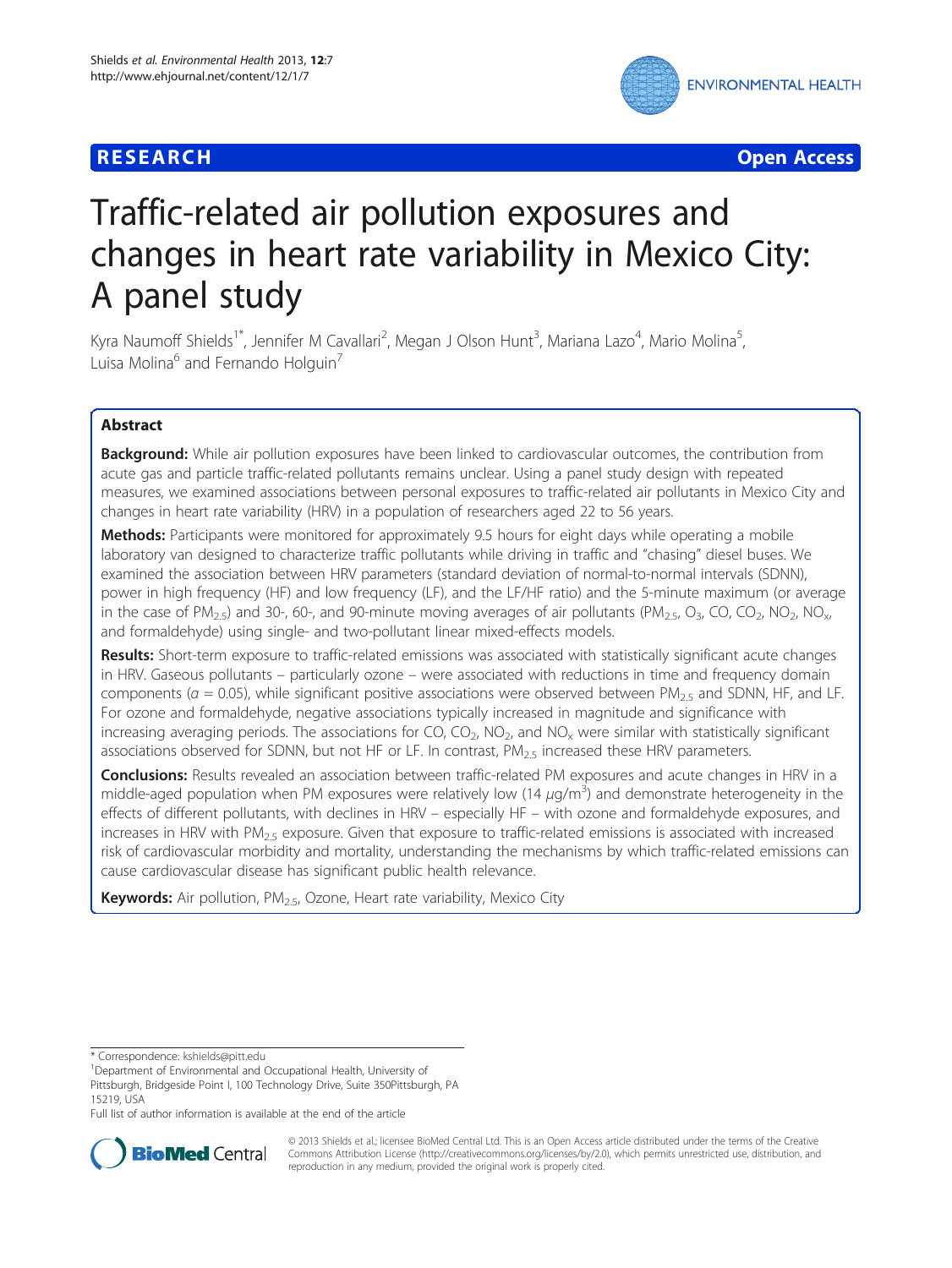**RESEARCH** **Open Access**

# Traffic-related air pollution exposures and changes in heart rate variability in Mexico City: A panel study

Kyra Naumoff Shields[1*], Jennifer M Cavallari[2], Megan J Olson Hunt[3], Mariana Lazo[4], Mario Molina[5], Luisa Molina[6] and Fernando Holguin[7]

## Abstract

**Background:** While air pollution exposures have been linked to cardiovascular outcomes, the contribution from acute gas and particle traffic-related pollutants remains unclear. Using a panel study design with repeated measures, we examined associations between personal exposures to traffic-related air pollutants in Mexico City and changes in heart rate variability (HRV) in a population of researchers aged 22 to 56 years.

**Methods:** Participants were monitored for approximately 9.5 hours for eight days while operating a mobile laboratory van designed to characterize traffic pollutants while driving in traffic and "chasing" diesel buses. We examined the association between HRV parameters (standard deviation of normal-to-normal intervals (SDNN), power in high frequency (HF) and low frequency (LF), and the LF/HF ratio) and the 5-minute maximum (or average in the case of $PM_{2.5}$) and 30-, 60-, and 90-minute moving averages of air pollutants ($PM_{2.5}$, $O_3$, CO, $CO_2$, $NO_2$, $NO_x$, and formaldehyde) using single- and two-pollutant linear mixed-effects models.

**Results:** Short-term exposure to traffic-related emissions was associated with statistically significant acute changes in HRV. Gaseous pollutants – particularly ozone – were associated with reductions in time and frequency domain components ($\alpha = 0.05$), while significant positive associations were observed between $PM_{2.5}$ and SDNN, HF, and LF. For ozone and formaldehyde, negative associations typically increased in magnitude and significance with increasing averaging periods. The associations for CO, $CO_2$, $NO_2$, and $NO_x$ were similar with statistically significant associations observed for SDNN, but not HF or LF. In contrast, $PM_{2.5}$ increased these HRV parameters.

**Conclusions:** Results revealed an association between traffic-related PM exposures and acute changes in HRV in a middle-aged population when PM exposures were relatively low (14 $\mu g/m^3$) and demonstrate heterogeneity in the effects of different pollutants, with declines in HRV – especially HF – with ozone and formaldehyde exposures, and increases in HRV with $PM_{2.5}$ exposure. Given that exposure to traffic-related emissions is associated with increased risk of cardiovascular morbidity and mortality, understanding the mechanisms by which traffic-related emissions can cause cardiovascular disease has significant public health relevance.

**Keywords:** Air pollution, $PM_{2.5}$, Ozone, Heart rate variability, Mexico City

---

\* Correspondence: kshields@pitt.edu
[1]Department of Environmental and Occupational Health, University of Pittsburgh, Bridgeside Point I, 100 Technology Drive, Suite 350Pittsburgh, PA 15219, USA
Full list of author information is available at the end of the article

© 2013 Shields et al.; licensee BioMed Central Ltd. This is an Open Access article distributed under the terms of the Creative Commons Attribution License (http://creativecommons.org/licenses/by/2.0), which permits unrestricted use, distribution, and reproduction in any medium, provided the original work is properly cited.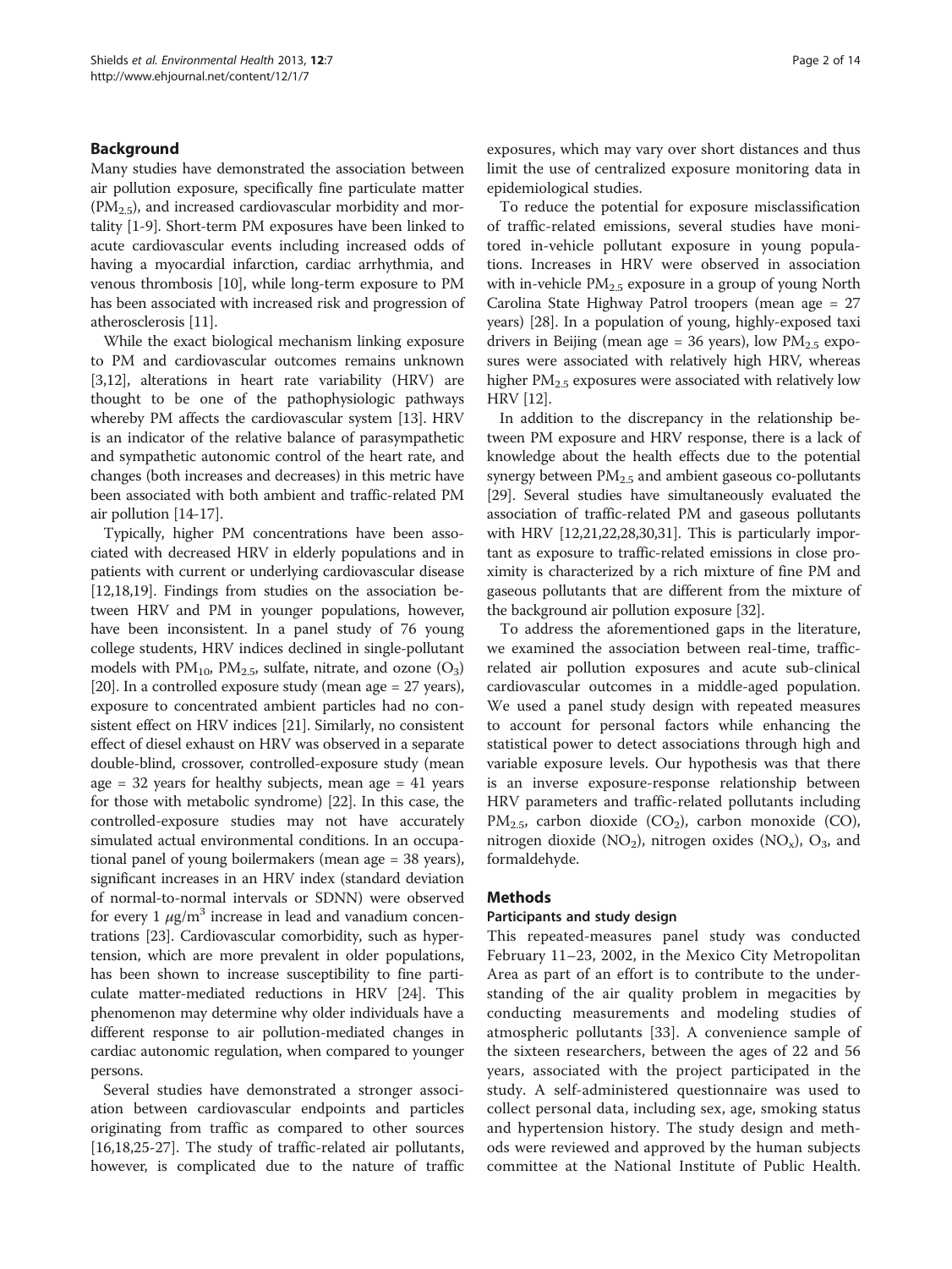## Background

Many studies have demonstrated the association between air pollution exposure, specifically fine particulate matter ($PM_{2.5}$), and increased cardiovascular morbidity and mortality [1-9]. Short-term PM exposures have been linked to acute cardiovascular events including increased odds of having a myocardial infarction, cardiac arrhythmia, and venous thrombosis [10], while long-term exposure to PM has been associated with increased risk and progression of atherosclerosis [11].

While the exact biological mechanism linking exposure to PM and cardiovascular outcomes remains unknown [3,12], alterations in heart rate variability (HRV) are thought to be one of the pathophysiologic pathways whereby PM affects the cardiovascular system [13]. HRV is an indicator of the relative balance of parasympathetic and sympathetic autonomic control of the heart rate, and changes (both increases and decreases) in this metric have been associated with both ambient and traffic-related PM air pollution [14-17].

Typically, higher PM concentrations have been associated with decreased HRV in elderly populations and in patients with current or underlying cardiovascular disease [12,18,19]. Findings from studies on the association between HRV and PM in younger populations, however, have been inconsistent. In a panel study of 76 young college students, HRV indices declined in single-pollutant models with $PM_{10}$, $PM_{2.5}$, sulfate, nitrate, and ozone ($O_3$) [20]. In a controlled exposure study (mean age = 27 years), exposure to concentrated ambient particles had no consistent effect on HRV indices [21]. Similarly, no consistent effect of diesel exhaust on HRV was observed in a separate double-blind, crossover, controlled-exposure study (mean age = 32 years for healthy subjects, mean age = 41 years for those with metabolic syndrome) [22]. In this case, the controlled-exposure studies may not have accurately simulated actual environmental conditions. In an occupational panel of young boilermakers (mean age = 38 years), significant increases in an HRV index (standard deviation of normal-to-normal intervals or SDNN) were observed for every 1 $\mu g/m^3$ increase in lead and vanadium concentrations [23]. Cardiovascular comorbidity, such as hypertension, which are more prevalent in older populations, has been shown to increase susceptibility to fine particulate matter-mediated reductions in HRV [24]. This phenomenon may determine why older individuals have a different response to air pollution-mediated changes in cardiac autonomic regulation, when compared to younger persons.

Several studies have demonstrated a stronger association between cardiovascular endpoints and particles originating from traffic as compared to other sources [16,18,25-27]. The study of traffic-related air pollutants, however, is complicated due to the nature of traffic exposures, which may vary over short distances and thus limit the use of centralized exposure monitoring data in epidemiological studies.

To reduce the potential for exposure misclassification of traffic-related emissions, several studies have monitored in-vehicle pollutant exposure in young populations. Increases in HRV were observed in association with in-vehicle $PM_{2.5}$ exposure in a group of young North Carolina State Highway Patrol troopers (mean age = 27 years) [28]. In a population of young, highly-exposed taxi drivers in Beijing (mean age = 36 years), low $PM_{2.5}$ exposures were associated with relatively high HRV, whereas higher $PM_{2.5}$ exposures were associated with relatively low HRV [12].

In addition to the discrepancy in the relationship between PM exposure and HRV response, there is a lack of knowledge about the health effects due to the potential synergy between $PM_{2.5}$ and ambient gaseous co-pollutants [29]. Several studies have simultaneously evaluated the association of traffic-related PM and gaseous pollutants with HRV [12,21,22,28,30,31]. This is particularly important as exposure to traffic-related emissions in close proximity is characterized by a rich mixture of fine PM and gaseous pollutants that are different from the mixture of the background air pollution exposure [32].

To address the aforementioned gaps in the literature, we examined the association between real-time, traffic-related air pollution exposures and acute sub-clinical cardiovascular outcomes in a middle-aged population. We used a panel study design with repeated measures to account for personal factors while enhancing the statistical power to detect associations through high and variable exposure levels. Our hypothesis was that there is an inverse exposure-response relationship between HRV parameters and traffic-related pollutants including $PM_{2.5}$, carbon dioxide ($CO_2$), carbon monoxide (CO), nitrogen dioxide ($NO_2$), nitrogen oxides ($NO_x$), $O_3$, and formaldehyde.

## Methods

### Participants and study design

This repeated-measures panel study was conducted February 11–23, 2002, in the Mexico City Metropolitan Area as part of an effort is to contribute to the understanding of the air quality problem in megacities by conducting measurements and modeling studies of atmospheric pollutants [33]. A convenience sample of the sixteen researchers, between the ages of 22 and 56 years, associated with the project participated in the study. A self-administered questionnaire was used to collect personal data, including sex, age, smoking status and hypertension history. The study design and methods were reviewed and approved by the human subjects committee at the National Institute of Public Health.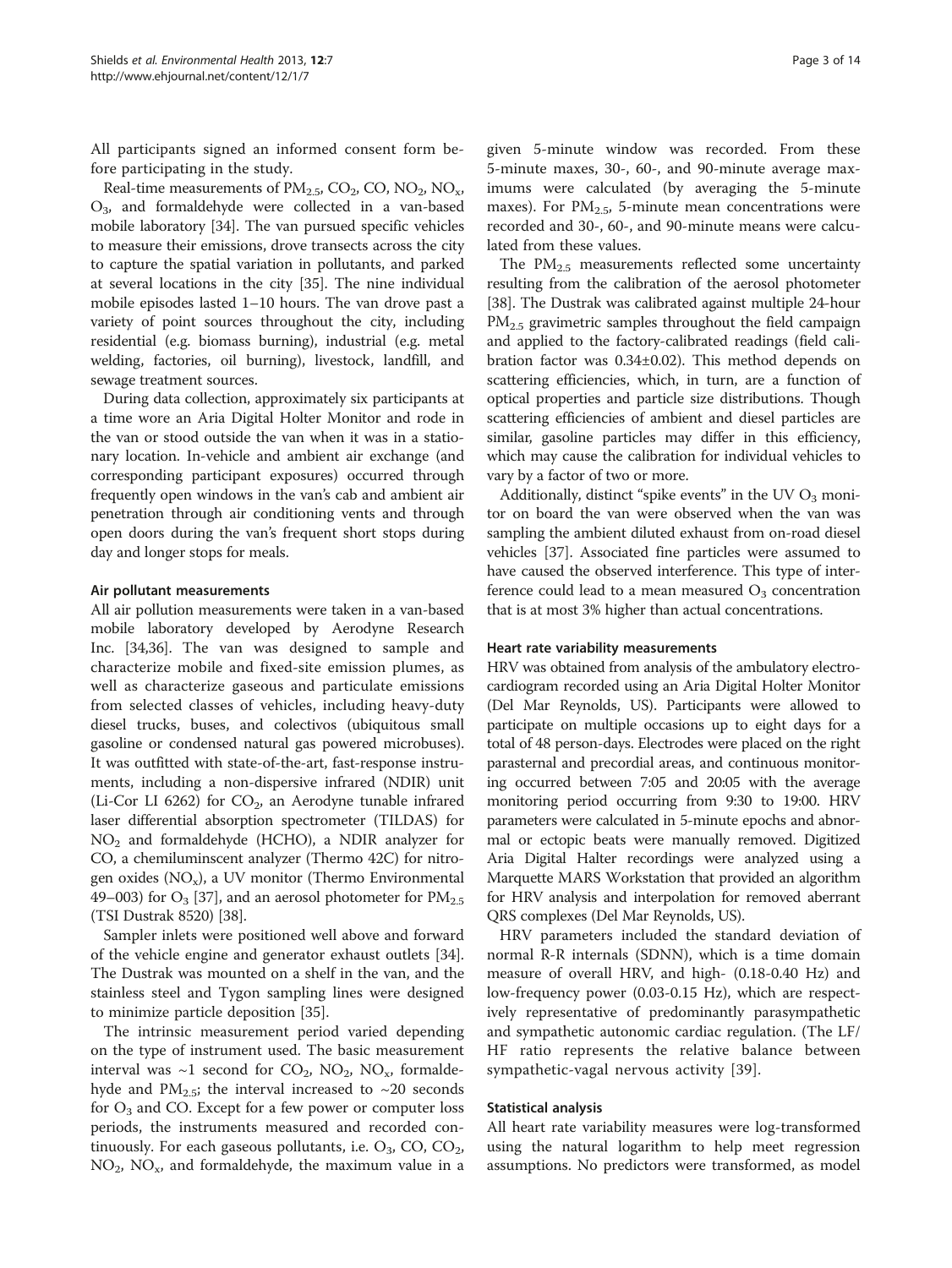All participants signed an informed consent form before participating in the study.

Real-time measurements of $PM_{2.5}$, $CO_2$, CO, $NO_2$, $NO_x$, $O_3$, and formaldehyde were collected in a van-based mobile laboratory [34]. The van pursued specific vehicles to measure their emissions, drove transects across the city to capture the spatial variation in pollutants, and parked at several locations in the city [35]. The nine individual mobile episodes lasted 1–10 hours. The van drove past a variety of point sources throughout the city, including residential (e.g. biomass burning), industrial (e.g. metal welding, factories, oil burning), livestock, landfill, and sewage treatment sources.

During data collection, approximately six participants at a time wore an Aria Digital Holter Monitor and rode in the van or stood outside the van when it was in a stationary location. In-vehicle and ambient air exchange (and corresponding participant exposures) occurred through frequently open windows in the van's cab and ambient air penetration through air conditioning vents and through open doors during the van's frequent short stops during day and longer stops for meals.

#### Air pollutant measurements

All air pollution measurements were taken in a van-based mobile laboratory developed by Aerodyne Research Inc. [34,36]. The van was designed to sample and characterize mobile and fixed-site emission plumes, as well as characterize gaseous and particulate emissions from selected classes of vehicles, including heavy-duty diesel trucks, buses, and colectivos (ubiquitous small gasoline or condensed natural gas powered microbuses). It was outfitted with state-of-the-art, fast-response instruments, including a non-dispersive infrared (NDIR) unit (Li-Cor LI 6262) for $CO_2$, an Aerodyne tunable infrared laser differential absorption spectrometer (TILDAS) for $NO_2$ and formaldehyde (HCHO), a NDIR analyzer for CO, a chemiluminscent analyzer (Thermo 42C) for nitrogen oxides ($NO_x$), a UV monitor (Thermo Environmental 49–003) for $O_3$ [37], and an aerosol photometer for $PM_{2.5}$ (TSI Dustrak 8520) [38].

Sampler inlets were positioned well above and forward of the vehicle engine and generator exhaust outlets [34]. The Dustrak was mounted on a shelf in the van, and the stainless steel and Tygon sampling lines were designed to minimize particle deposition [35].

The intrinsic measurement period varied depending on the type of instrument used. The basic measurement interval was ~1 second for $CO_2$, $NO_2$, $NO_x$, formaldehyde and $PM_{2.5}$; the interval increased to ~20 seconds for $O_3$ and CO. Except for a few power or computer loss periods, the instruments measured and recorded continuously. For each gaseous pollutants, i.e. $O_3$, CO, $CO_2$, $NO_2$, $NO_x$, and formaldehyde, the maximum value in a given 5-minute window was recorded. From these 5-minute maxes, 30-, 60-, and 90-minute average maximums were calculated (by averaging the 5-minute maxes). For $PM_{2.5}$, 5-minute mean concentrations were recorded and 30-, 60-, and 90-minute means were calculated from these values.

The $PM_{2.5}$ measurements reflected some uncertainty resulting from the calibration of the aerosol photometer [38]. The Dustrak was calibrated against multiple 24-hour $PM_{2.5}$ gravimetric samples throughout the field campaign and applied to the factory-calibrated readings (field calibration factor was 0.34±0.02). This method depends on scattering efficiencies, which, in turn, are a function of optical properties and particle size distributions. Though scattering efficiencies of ambient and diesel particles are similar, gasoline particles may differ in this efficiency, which may cause the calibration for individual vehicles to vary by a factor of two or more.

Additionally, distinct "spike events" in the UV $O_3$ monitor on board the van were observed when the van was sampling the ambient diluted exhaust from on-road diesel vehicles [37]. Associated fine particles were assumed to have caused the observed interference. This type of interference could lead to a mean measured $O_3$ concentration that is at most 3% higher than actual concentrations.

#### Heart rate variability measurements

HRV was obtained from analysis of the ambulatory electrocardiogram recorded using an Aria Digital Holter Monitor (Del Mar Reynolds, US). Participants were allowed to participate on multiple occasions up to eight days for a total of 48 person-days. Electrodes were placed on the right parasternal and precordial areas, and continuous monitoring occurred between 7:05 and 20:05 with the average monitoring period occurring from 9:30 to 19:00. HRV parameters were calculated in 5-minute epochs and abnormal or ectopic beats were manually removed. Digitized Aria Digital Halter recordings were analyzed using a Marquette MARS Workstation that provided an algorithm for HRV analysis and interpolation for removed aberrant QRS complexes (Del Mar Reynolds, US).

HRV parameters included the standard deviation of normal R-R internals (SDNN), which is a time domain measure of overall HRV, and high- (0.18-0.40 Hz) and low-frequency power (0.03-0.15 Hz), which are respectively representative of predominantly parasympathetic and sympathetic autonomic cardiac regulation. (The LF/HF ratio represents the relative balance between sympathetic-vagal nervous activity [39].

#### Statistical analysis

All heart rate variability measures were log-transformed using the natural logarithm to help meet regression assumptions. No predictors were transformed, as model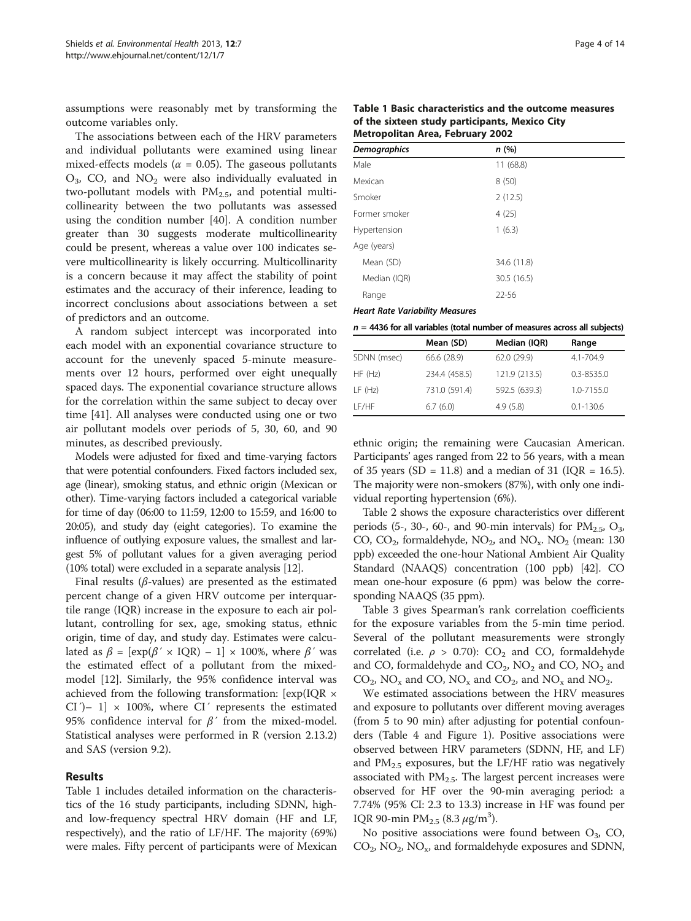assumptions were reasonably met by transforming the outcome variables only.

The associations between each of the HRV parameters and individual pollutants were examined using linear mixed-effects models ($\alpha = 0.05$). The gaseous pollutants $O_3$, CO, and $NO_2$ were also individually evaluated in two-pollutant models with $PM_{2.5}$, and potential multicollinearity between the two pollutants was assessed using the condition number [40]. A condition number greater than 30 suggests moderate multicollinearity could be present, whereas a value over 100 indicates severe multicollinearity is likely occurring. Multicollinearity is a concern because it may affect the stability of point estimates and the accuracy of their inference, leading to incorrect conclusions about associations between a set of predictors and an outcome.

A random subject intercept was incorporated into each model with an exponential covariance structure to account for the unevenly spaced 5-minute measurements over 12 hours, performed over eight unequally spaced days. The exponential covariance structure allows for the correlation within the same subject to decay over time [41]. All analyses were conducted using one or two air pollutant models over periods of 5, 30, 60, and 90 minutes, as described previously.

Models were adjusted for fixed and time-varying factors that were potential confounders. Fixed factors included sex, age (linear), smoking status, and ethnic origin (Mexican or other). Time-varying factors included a categorical variable for time of day (06:00 to 11:59, 12:00 to 15:59, and 16:00 to 20:05), and study day (eight categories). To examine the influence of outlying exposure values, the smallest and largest 5% of pollutant values for a given averaging period (10% total) were excluded in a separate analysis [12].

Final results ($\beta$-values) are presented as the estimated percent change of a given HRV outcome per interquartile range (IQR) increase in the exposure to each air pollutant, controlling for sex, age, smoking status, ethnic origin, time of day, and study day. Estimates were calculated as $\beta = [\exp(\beta' \times \text{IQR}) - 1] \times 100\%$, where $\beta'$ was the estimated effect of a pollutant from the mixed-model [12]. Similarly, the 95% confidence interval was achieved from the following transformation: $[\exp(\text{IQR} \times \text{CI}') - 1] \times 100\%$, where CI′ represents the estimated 95% confidence interval for $\beta'$ from the mixed-model. Statistical analyses were performed in R (version 2.13.2) and SAS (version 9.2).

## Results

Table 1 includes detailed information on the characteristics of the 16 study participants, including SDNN, high- and low-frequency spectral HRV domain (HF and LF, respectively), and the ratio of LF/HF. The majority (69%) were males. Fifty percent of participants were of Mexican ethnic origin; the remaining were Caucasian American. Participants' ages ranged from 22 to 56 years, with a mean of 35 years (SD = 11.8) and a median of 31 (IQR = 16.5). The majority were non-smokers (87%), with only one individual reporting hypertension (6%).

**Table 1 Basic characteristics and the outcome measures of the sixteen study participants, Mexico City Metropolitan Area, February 2002**

| *Demographics* | *n* (%) |
|---|---|
| Male | 11 (68.8) |
| Mexican | 8 (50) |
| Smoker | 2 (12.5) |
| Former smoker | 4 (25) |
| Hypertension | 1 (6.3) |
| Age (years) | |
| Mean (SD) | 34.6 (11.8) |
| Median (IQR) | 30.5 (16.5) |
| Range | 22-56 |

***Heart Rate Variability Measures***

***n* = 4436 for all variables (total number of measures across all subjects)**

| | Mean (SD) | Median (IQR) | Range |
|---|---|---|---|
| SDNN (msec) | 66.6 (28.9) | 62.0 (29.9) | 4.1-704.9 |
| HF (Hz) | 234.4 (458.5) | 121.9 (213.5) | 0.3-8535.0 |
| LF (Hz) | 731.0 (591.4) | 592.5 (639.3) | 1.0-7155.0 |
| LF/HF | 6.7 (6.0) | 4.9 (5.8) | 0.1-130.6 |

Table 2 shows the exposure characteristics over different periods (5-, 30-, 60-, and 90-min intervals) for $PM_{2.5}$, $O_3$, CO, $CO_2$, formaldehyde, $NO_2$, and $NO_x$. $NO_2$ (mean: 130 ppb) exceeded the one-hour National Ambient Air Quality Standard (NAAQS) concentration (100 ppb) [42]. CO mean one-hour exposure (6 ppm) was below the corresponding NAAQS (35 ppm).

Table 3 gives Spearman's rank correlation coefficients for the exposure variables from the 5-min time period. Several of the pollutant measurements were strongly correlated (i.e. $\rho > 0.70$): $CO_2$ and CO, formaldehyde and CO, formaldehyde and $CO_2$, $NO_2$ and CO, $NO_2$ and $CO_2$, $NO_x$ and CO, $NO_x$ and $CO_2$, and $NO_x$ and $NO_2$.

We estimated associations between the HRV measures and exposure to pollutants over different moving averages (from 5 to 90 min) after adjusting for potential confounders (Table 4 and Figure 1). Positive associations were observed between HRV parameters (SDNN, HF, and LF) and $PM_{2.5}$ exposures, but the LF/HF ratio was negatively associated with $PM_{2.5}$. The largest percent increases were observed for HF over the 90-min averaging period: a 7.74% (95% CI: 2.3 to 13.3) increase in HF was found per IQR 90-min $PM_{2.5}$ (8.3 $\mu g/m^3$).

No positive associations were found between $O_3$, CO, $CO_2$, $NO_2$, $NO_x$, and formaldehyde exposures and SDNN,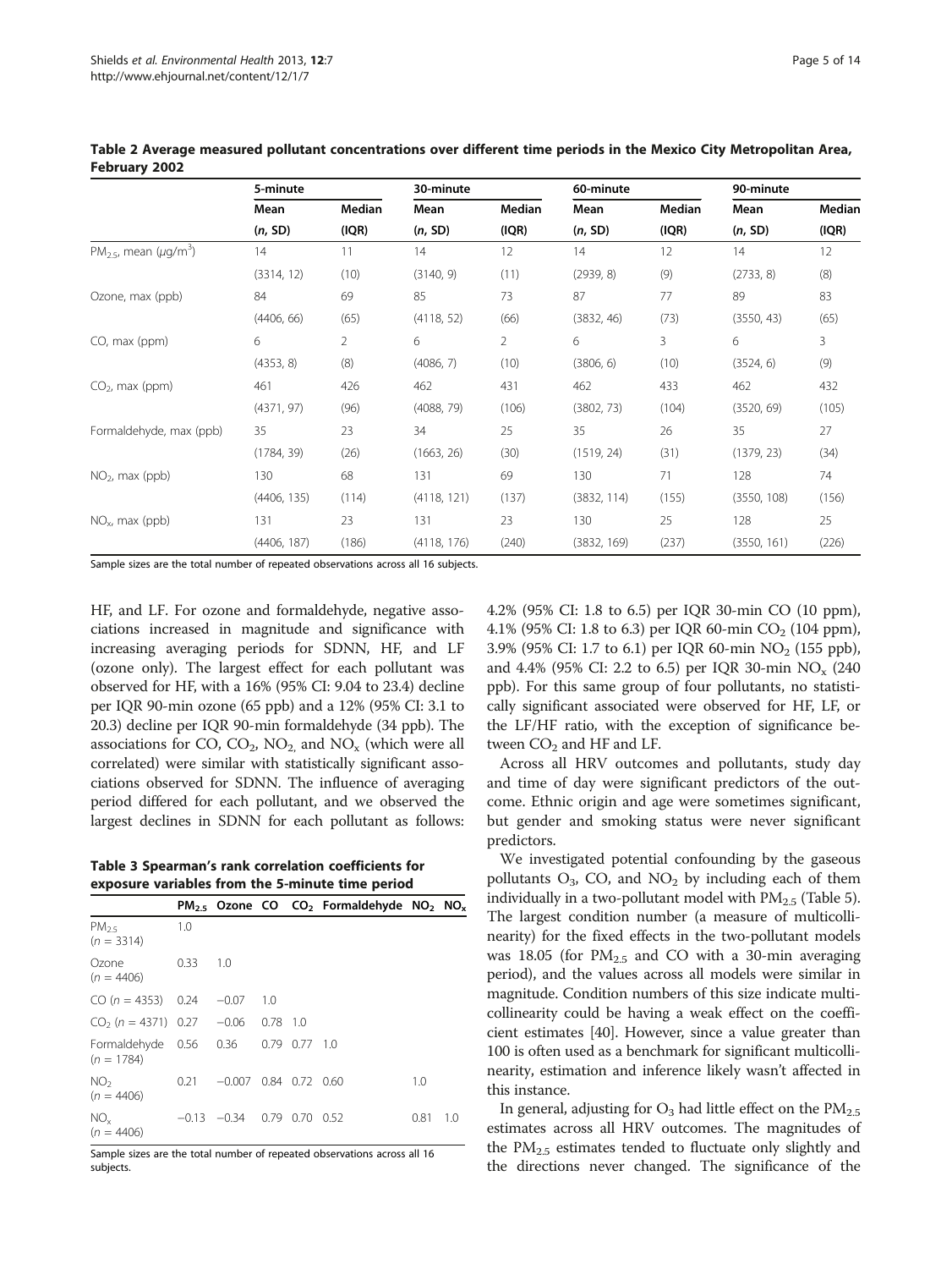**Table 2 Average measured pollutant concentrations over different time periods in the Mexico City Metropolitan Area, February 2002**

| | 5-minute | | 30-minute | | 60-minute | | 90-minute | |
|---|---|---|---|---|---|---|---|---|
| | Mean (*n*, SD) | Median (IQR) | Mean (*n*, SD) | Median (IQR) | Mean (*n*, SD) | Median (IQR) | Mean (*n*, SD) | Median (IQR) |
| $PM_{2.5}$, mean ($\mu g/m^3$) | 14 | 11 | 14 | 12 | 14 | 12 | 14 | 12 |
| | (3314, 12) | (10) | (3140, 9) | (11) | (2939, 8) | (9) | (2733, 8) | (8) |
| Ozone, max (ppb) | 84 | 69 | 85 | 73 | 87 | 77 | 89 | 83 |
| | (4406, 66) | (65) | (4118, 52) | (66) | (3832, 46) | (73) | (3550, 43) | (65) |
| CO, max (ppm) | 6 | 2 | 6 | 2 | 6 | 3 | 6 | 3 |
| | (4353, 8) | (8) | (4086, 7) | (10) | (3806, 6) | (10) | (3524, 6) | (9) |
| $CO_2$, max (ppm) | 461 | 426 | 462 | 431 | 462 | 433 | 462 | 432 |
| | (4371, 97) | (96) | (4088, 79) | (106) | (3802, 73) | (104) | (3520, 69) | (105) |
| Formaldehyde, max (ppb) | 35 | 23 | 34 | 25 | 35 | 26 | 35 | 27 |
| | (1784, 39) | (26) | (1663, 26) | (30) | (1519, 24) | (31) | (1379, 23) | (34) |
| $NO_2$, max (ppb) | 130 | 68 | 131 | 69 | 130 | 71 | 128 | 74 |
| | (4406, 135) | (114) | (4118, 121) | (137) | (3832, 114) | (155) | (3550, 108) | (156) |
| $NO_x$, max (ppb) | 131 | 23 | 131 | 23 | 130 | 25 | 128 | 25 |
| | (4406, 187) | (186) | (4118, 176) | (240) | (3832, 169) | (237) | (3550, 161) | (226) |

Sample sizes are the total number of repeated observations across all 16 subjects.

HF, and LF. For ozone and formaldehyde, negative associations increased in magnitude and significance with increasing averaging periods for SDNN, HF, and LF (ozone only). The largest effect for each pollutant was observed for HF, with a 16% (95% CI: 9.04 to 23.4) decline per IQR 90-min ozone (65 ppb) and a 12% (95% CI: 3.1 to 20.3) decline per IQR 90-min formaldehyde (34 ppb). The associations for CO, $CO_2$, $NO_2$, and $NO_x$ (which were all correlated) were similar with statistically significant associations observed for SDNN. The influence of averaging period differed for each pollutant, and we observed the largest declines in SDNN for each pollutant as follows: 4.2% (95% CI: 1.8 to 6.5) per IQR 30-min CO (10 ppm), 4.1% (95% CI: 1.8 to 6.3) per IQR 60-min $CO_2$ (104 ppm), 3.9% (95% CI: 1.7 to 6.1) per IQR 60-min $NO_2$ (155 ppb), and 4.4% (95% CI: 2.2 to 6.5) per IQR 30-min $NO_x$ (240 ppb). For this same group of four pollutants, no statistically significant associated were observed for HF, LF, or the LF/HF ratio, with the exception of significance between $CO_2$ and HF and LF.

**Table 3 Spearman's rank correlation coefficients for exposure variables from the 5-minute time period**

| | $PM_{2.5}$ | Ozone | CO | $CO_2$ | Formaldehyde | $NO_2$ | $NO_x$ |
|---|---|---|---|---|---|---|---|
| $PM_{2.5}$ (*n* = 3314) | 1.0 | | | | | | |
| Ozone (*n* = 4406) | 0.33 | 1.0 | | | | | |
| CO (*n* = 4353) | 0.24 | −0.07 | 1.0 | | | | |
| $CO_2$ (*n* = 4371) | 0.27 | −0.06 | 0.78 | 1.0 | | | |
| Formaldehyde (*n* = 1784) | 0.56 | 0.36 | 0.79 | 0.77 | 1.0 | | |
| $NO_2$ (*n* = 4406) | 0.21 | −0.007 | 0.84 | 0.72 | 0.60 | 1.0 | |
| $NO_x$ (*n* = 4406) | −0.13 | −0.34 | 0.79 | 0.70 | 0.52 | 0.81 | 1.0 |

Sample sizes are the total number of repeated observations across all 16 subjects.

Across all HRV outcomes and pollutants, study day and time of day were significant predictors of the outcome. Ethnic origin and age were sometimes significant, but gender and smoking status were never significant predictors.

We investigated potential confounding by the gaseous pollutants $O_3$, CO, and $NO_2$ by including each of them individually in a two-pollutant model with $PM_{2.5}$ (Table 5). The largest condition number (a measure of multicollinearity) for the fixed effects in the two-pollutant models was 18.05 (for $PM_{2.5}$ and CO with a 30-min averaging period), and the values across all models were similar in magnitude. Condition numbers of this size indicate multicollinearity could be having a weak effect on the coefficient estimates [40]. However, since a value greater than 100 is often used as a benchmark for significant multicollinearity, estimation and inference likely wasn't affected in this instance.

In general, adjusting for $O_3$ had little effect on the $PM_{2.5}$ estimates across all HRV outcomes. The magnitudes of the $PM_{2.5}$ estimates tended to fluctuate only slightly and the directions never changed. The significance of the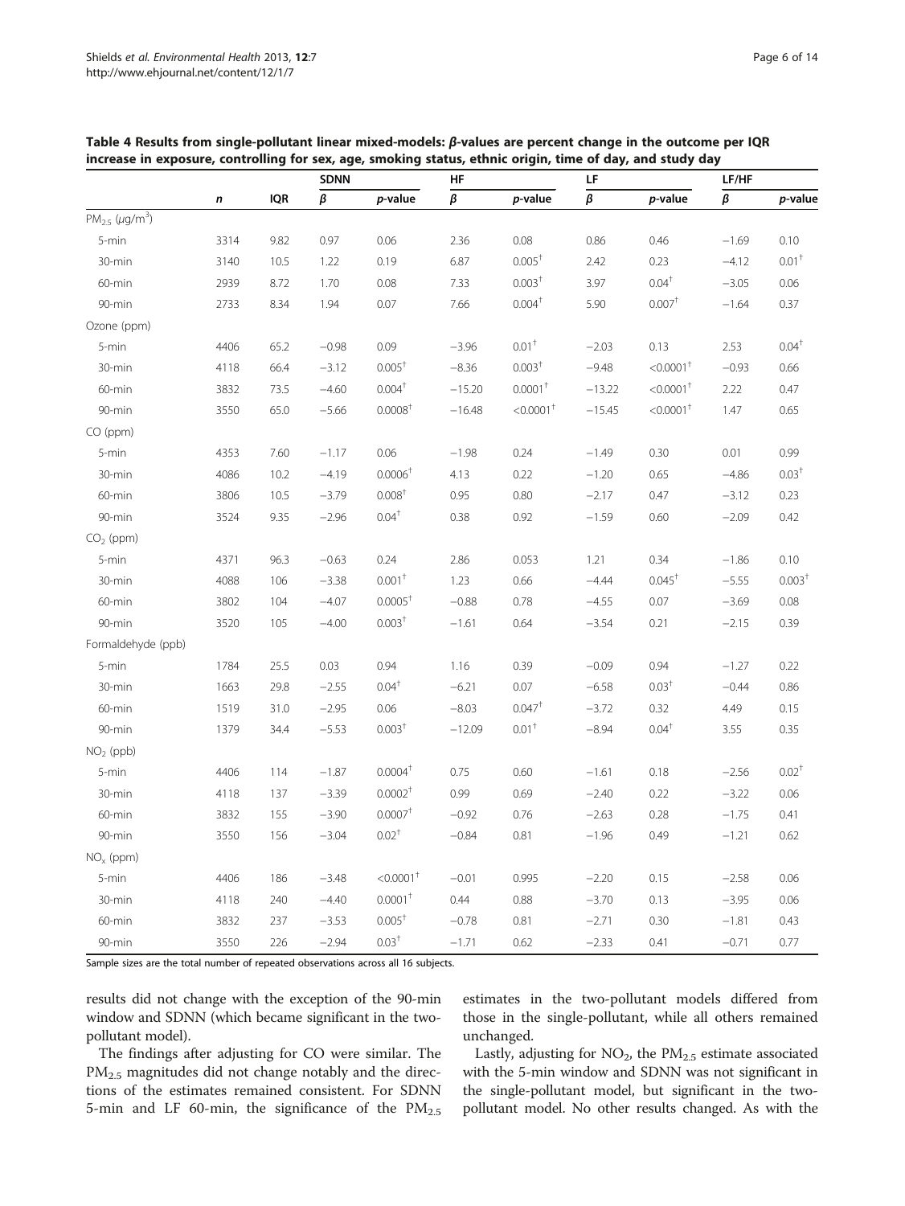**Table 4 Results from single-pollutant linear mixed-models: β-values are percent change in the outcome per IQR increase in exposure, controlling for sex, age, smoking status, ethnic origin, time of day, and study day**

| | *n* | IQR | SDNN | | HF | | LF | | LF/HF | |
|---|---|---|---|---|---|---|---|---|---|---|
| | | | *β* | *p*-value | *β* | *p*-value | *β* | *p*-value | *β* | *p*-value |
| $PM_{2.5}$ ($\mu g/m^3$) | | | | | | | | | | |
| 5-min | 3314 | 9.82 | 0.97 | 0.06 | 2.36 | 0.08 | 0.86 | 0.46 | −1.69 | 0.10 |
| 30-min | 3140 | 10.5 | 1.22 | 0.19 | 6.87 | 0.005† | 2.42 | 0.23 | −4.12 | 0.01† |
| 60-min | 2939 | 8.72 | 1.70 | 0.08 | 7.33 | 0.003† | 3.97 | 0.04† | −3.05 | 0.06 |
| 90-min | 2733 | 8.34 | 1.94 | 0.07 | 7.66 | 0.004† | 5.90 | 0.007† | −1.64 | 0.37 |
| Ozone (ppm) | | | | | | | | | | |
| 5-min | 4406 | 65.2 | −0.98 | 0.09 | −3.96 | 0.01† | −2.03 | 0.13 | 2.53 | 0.04† |
| 30-min | 4118 | 66.4 | −3.12 | 0.005† | −8.36 | 0.003† | −9.48 | <0.0001† | −0.93 | 0.66 |
| 60-min | 3832 | 73.5 | −4.60 | 0.004† | −15.20 | 0.0001† | −13.22 | <0.0001† | 2.22 | 0.47 |
| 90-min | 3550 | 65.0 | −5.66 | 0.0008† | −16.48 | <0.0001† | −15.45 | <0.0001† | 1.47 | 0.65 |
| CO (ppm) | | | | | | | | | | |
| 5-min | 4353 | 7.60 | −1.17 | 0.06 | −1.98 | 0.24 | −1.49 | 0.30 | 0.01 | 0.99 |
| 30-min | 4086 | 10.2 | −4.19 | 0.0006† | 4.13 | 0.22 | −1.20 | 0.65 | −4.86 | 0.03† |
| 60-min | 3806 | 10.5 | −3.79 | 0.008† | 0.95 | 0.80 | −2.17 | 0.47 | −3.12 | 0.23 |
| 90-min | 3524 | 9.35 | −2.96 | 0.04† | 0.38 | 0.92 | −1.59 | 0.60 | −2.09 | 0.42 |
| $CO_2$ (ppm) | | | | | | | | | | |
| 5-min | 4371 | 96.3 | −0.63 | 0.24 | 2.86 | 0.053 | 1.21 | 0.34 | −1.86 | 0.10 |
| 30-min | 4088 | 106 | −3.38 | 0.001† | 1.23 | 0.66 | −4.44 | 0.045† | −5.55 | 0.003† |
| 60-min | 3802 | 104 | −4.07 | 0.0005† | −0.88 | 0.78 | −4.55 | 0.07 | −3.69 | 0.08 |
| 90-min | 3520 | 105 | −4.00 | 0.003† | −1.61 | 0.64 | −3.54 | 0.21 | −2.15 | 0.39 |
| Formaldehyde (ppb) | | | | | | | | | | |
| 5-min | 1784 | 25.5 | 0.03 | 0.94 | 1.16 | 0.39 | −0.09 | 0.94 | −1.27 | 0.22 |
| 30-min | 1663 | 29.8 | −2.55 | 0.04† | −6.21 | 0.07 | −6.58 | 0.03† | −0.44 | 0.86 |
| 60-min | 1519 | 31.0 | −2.95 | 0.06 | −8.03 | 0.047† | −3.72 | 0.32 | 4.49 | 0.15 |
| 90-min | 1379 | 34.4 | −5.53 | 0.003† | −12.09 | 0.01† | −8.94 | 0.04† | 3.55 | 0.35 |
| $NO_2$ (ppb) | | | | | | | | | | |
| 5-min | 4406 | 114 | −1.87 | 0.0004† | 0.75 | 0.60 | −1.61 | 0.18 | −2.56 | 0.02† |
| 30-min | 4118 | 137 | −3.39 | 0.0002† | 0.99 | 0.69 | −2.40 | 0.22 | −3.22 | 0.06 |
| 60-min | 3832 | 155 | −3.90 | 0.0007† | −0.92 | 0.76 | −2.63 | 0.28 | −1.75 | 0.41 |
| 90-min | 3550 | 156 | −3.04 | 0.02† | −0.84 | 0.81 | −1.96 | 0.49 | −1.21 | 0.62 |
| $NO_x$ (ppm) | | | | | | | | | | |
| 5-min | 4406 | 186 | −3.48 | <0.0001† | −0.01 | 0.995 | −2.20 | 0.15 | −2.58 | 0.06 |
| 30-min | 4118 | 240 | −4.40 | 0.0001† | 0.44 | 0.88 | −3.70 | 0.13 | −3.95 | 0.06 |
| 60-min | 3832 | 237 | −3.53 | 0.005† | −0.78 | 0.81 | −2.71 | 0.30 | −1.81 | 0.43 |
| 90-min | 3550 | 226 | −2.94 | 0.03† | −1.71 | 0.62 | −2.33 | 0.41 | −0.71 | 0.77 |

Sample sizes are the total number of repeated observations across all 16 subjects.

results did not change with the exception of the 90-min window and SDNN (which became significant in the two-pollutant model).

The findings after adjusting for CO were similar. The $PM_{2.5}$ magnitudes did not change notably and the directions of the estimates remained consistent. For SDNN 5-min and LF 60-min, the significance of the $PM_{2.5}$ estimates in the two-pollutant models differed from those in the single-pollutant, while all others remained unchanged.

Lastly, adjusting for $NO_2$, the $PM_{2.5}$ estimate associated with the 5-min window and SDNN was not significant in the single-pollutant model, but significant in the two-pollutant model. No other results changed. As with the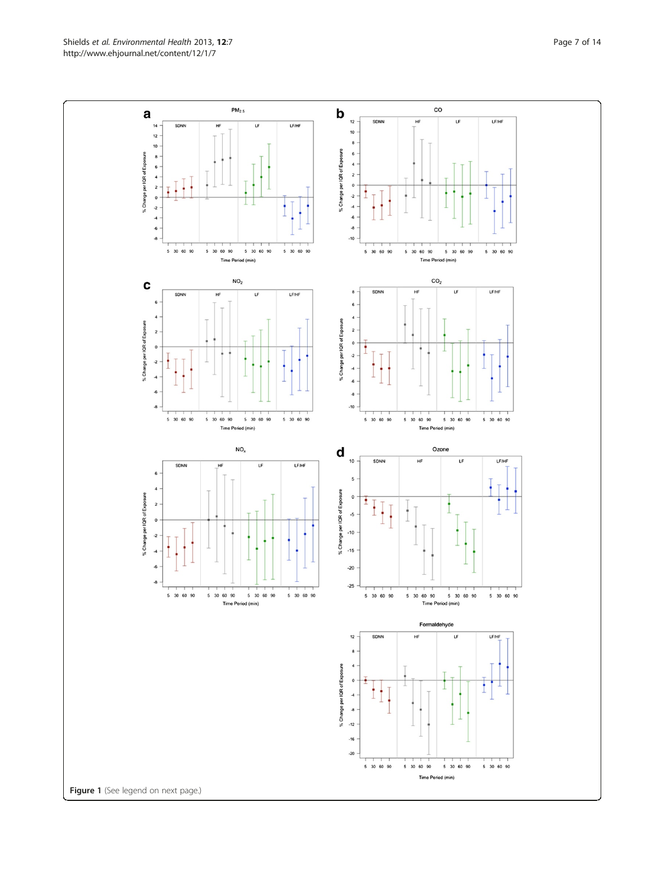**Figure 1** (See legend on next page.)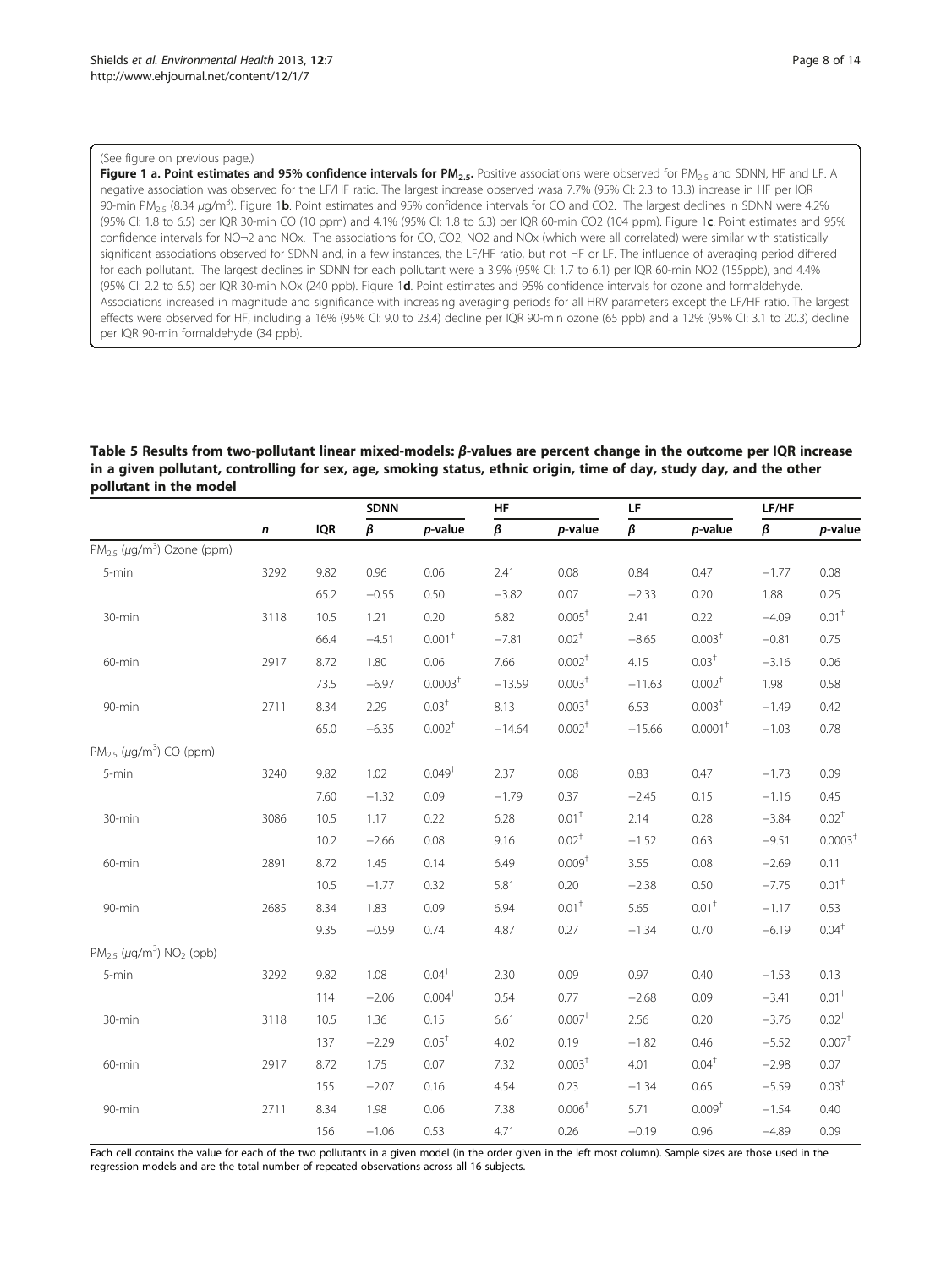(See figure on previous page.)

**Figure 1 a. Point estimates and 95% confidence intervals for $PM_{2.5}$.** Positive associations were observed for $PM_{2.5}$ and SDNN, HF and LF. A negative association was observed for the LF/HF ratio. The largest increase observed wasa 7.7% (95% CI: 2.3 to 13.3) increase in HF per IQR 90-min $PM_{2.5}$ (8.34 $\mu g/m^3$). Figure 1**b**. Point estimates and 95% confidence intervals for CO and CO2. The largest declines in SDNN were 4.2% (95% CI: 1.8 to 6.5) per IQR 30-min CO (10 ppm) and 4.1% (95% CI: 1.8 to 6.3) per IQR 60-min CO2 (104 ppm). Figure 1**c**. Point estimates and 95% confidence intervals for NO¬2 and NOx. The associations for CO, CO2, NO2 and NOx (which were all correlated) were similar with statistically significant associations observed for SDNN and, in a few instances, the LF/HF ratio, but not HF or LF. The influence of averaging period differed for each pollutant. The largest declines in SDNN for each pollutant were a 3.9% (95% CI: 1.7 to 6.1) per IQR 60-min NO2 (155ppb), and 4.4% (95% CI: 2.2 to 6.5) per IQR 30-min NOx (240 ppb). Figure 1**d**. Point estimates and 95% confidence intervals for ozone and formaldehyde. Associations increased in magnitude and significance with increasing averaging periods for all HRV parameters except the LF/HF ratio. The largest effects were observed for HF, including a 16% (95% CI: 9.0 to 23.4) decline per IQR 90-min ozone (65 ppb) and a 12% (95% CI: 3.1 to 20.3) decline per IQR 90-min formaldehyde (34 ppb).

**Table 5 Results from two-pollutant linear mixed-models: *β*-values are percent change in the outcome per IQR increase in a given pollutant, controlling for sex, age, smoking status, ethnic origin, time of day, study day, and the other pollutant in the model**

| | | | SDNN | | HF | | LF | | LF/HF | |
|---|---|---|---|---|---|---|---|---|---|---|
| | *n* | IQR | *β* | *p*-value | *β* | *p*-value | *β* | *p*-value | *β* | *p*-value |
| $PM_{2.5}$ ($\mu g/m^3$) Ozone (ppm) | | | | | | | | | | |
| 5-min | 3292 | 9.82 | 0.96 | 0.06 | 2.41 | 0.08 | 0.84 | 0.47 | −1.77 | 0.08 |
| | | 65.2 | −0.55 | 0.50 | −3.82 | 0.07 | −2.33 | 0.20 | 1.88 | 0.25 |
| 30-min | 3118 | 10.5 | 1.21 | 0.20 | 6.82 | 0.005† | 2.41 | 0.22 | −4.09 | 0.01† |
| | | 66.4 | −4.51 | 0.001† | −7.81 | 0.02† | −8.65 | 0.003† | −0.81 | 0.75 |
| 60-min | 2917 | 8.72 | 1.80 | 0.06 | 7.66 | 0.002† | 4.15 | 0.03† | −3.16 | 0.06 |
| | | 73.5 | −6.97 | 0.0003† | −13.59 | 0.003† | −11.63 | 0.002† | 1.98 | 0.58 |
| 90-min | 2711 | 8.34 | 2.29 | 0.03† | 8.13 | 0.003† | 6.53 | 0.003† | −1.49 | 0.42 |
| | | 65.0 | −6.35 | 0.002† | −14.64 | 0.002† | −15.66 | 0.0001† | −1.03 | 0.78 |
| $PM_{2.5}$ ($\mu g/m^3$) CO (ppm) | | | | | | | | | | |
| 5-min | 3240 | 9.82 | 1.02 | 0.049† | 2.37 | 0.08 | 0.83 | 0.47 | −1.73 | 0.09 |
| | | 7.60 | −1.32 | 0.09 | −1.79 | 0.37 | −2.45 | 0.15 | −1.16 | 0.45 |
| 30-min | 3086 | 10.5 | 1.17 | 0.22 | 6.28 | 0.01† | 2.14 | 0.28 | −3.84 | 0.02† |
| | | 10.2 | −2.66 | 0.08 | 9.16 | 0.02† | −1.52 | 0.63 | −9.51 | 0.0003† |
| 60-min | 2891 | 8.72 | 1.45 | 0.14 | 6.49 | 0.009† | 3.55 | 0.08 | −2.69 | 0.11 |
| | | 10.5 | −1.77 | 0.32 | 5.81 | 0.20 | −2.38 | 0.50 | −7.75 | 0.01† |
| 90-min | 2685 | 8.34 | 1.83 | 0.09 | 6.94 | 0.01† | 5.65 | 0.01† | −1.17 | 0.53 |
| | | 9.35 | −0.59 | 0.74 | 4.87 | 0.27 | −1.34 | 0.70 | −6.19 | 0.04† |
| $PM_{2.5}$ ($\mu g/m^3$) $NO_2$ (ppb) | | | | | | | | | | |
| 5-min | 3292 | 9.82 | 1.08 | 0.04† | 2.30 | 0.09 | 0.97 | 0.40 | −1.53 | 0.13 |
| | | 114 | −2.06 | 0.004† | 0.54 | 0.77 | −2.68 | 0.09 | −3.41 | 0.01† |
| 30-min | 3118 | 10.5 | 1.36 | 0.15 | 6.61 | 0.007† | 2.56 | 0.20 | −3.76 | 0.02† |
| | | 137 | −2.29 | 0.05† | 4.02 | 0.19 | −1.82 | 0.46 | −5.52 | 0.007† |
| 60-min | 2917 | 8.72 | 1.75 | 0.07 | 7.32 | 0.003† | 4.01 | 0.04† | −2.98 | 0.07 |
| | | 155 | −2.07 | 0.16 | 4.54 | 0.23 | −1.34 | 0.65 | −5.59 | 0.03† |
| 90-min | 2711 | 8.34 | 1.98 | 0.06 | 7.38 | 0.006† | 5.71 | 0.009† | −1.54 | 0.40 |
| | | 156 | −1.06 | 0.53 | 4.71 | 0.26 | −0.19 | 0.96 | −4.89 | 0.09 |

Each cell contains the value for each of the two pollutants in a given model (in the order given in the left most column). Sample sizes are those used in the regression models and are the total number of repeated observations across all 16 subjects.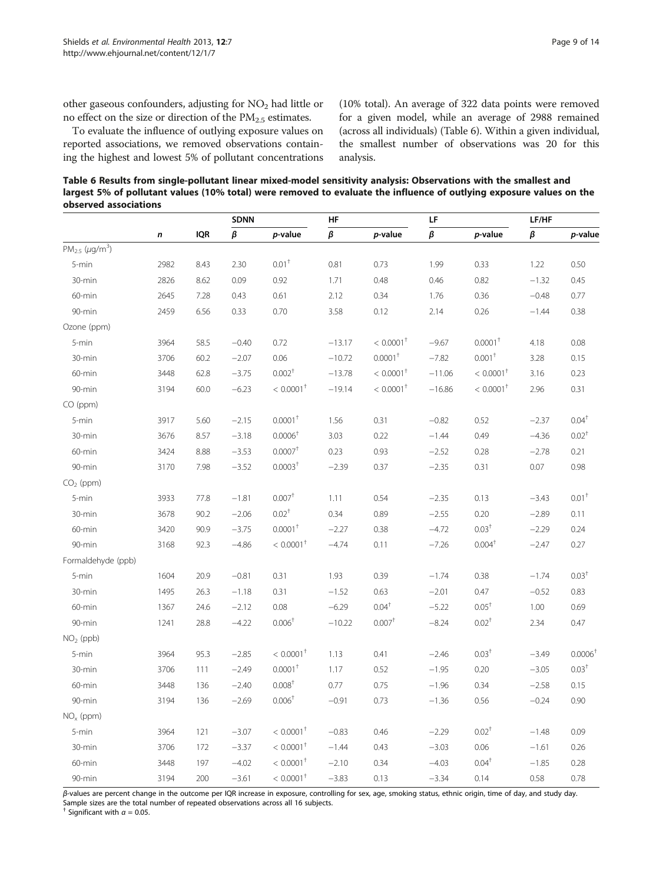other gaseous confounders, adjusting for $NO_2$ had little or no effect on the size or direction of the $PM_{2.5}$ estimates.

To evaluate the influence of outlying exposure values on reported associations, we removed observations containing the highest and lowest 5% of pollutant concentrations (10% total). An average of 322 data points were removed for a given model, while an average of 2988 remained (across all individuals) (Table 6). Within a given individual, the smallest number of observations was 20 for this analysis.

**Table 6 Results from single-pollutant linear mixed-model sensitivity analysis: Observations with the smallest and largest 5% of pollutant values (10% total) were removed to evaluate the influence of outlying exposure values on the observed associations**

| | | | SDNN | | HF | | LF | | LF/HF | |
|---|---|---|---|---|---|---|---|---|---|---|
| | *n* | IQR | *β* | *p*-value | *β* | *p*-value | *β* | *p*-value | *β* | *p*-value |
| $PM_{2.5}$ ($\mu g/m^3$) | | | | | | | | | | |
| 5-min | 2982 | 8.43 | 2.30 | 0.01[†] | 0.81 | 0.73 | 1.99 | 0.33 | 1.22 | 0.50 |
| 30-min | 2826 | 8.62 | 0.09 | 0.92 | 1.71 | 0.48 | 0.46 | 0.82 | −1.32 | 0.45 |
| 60-min | 2645 | 7.28 | 0.43 | 0.61 | 2.12 | 0.34 | 1.76 | 0.36 | −0.48 | 0.77 |
| 90-min | 2459 | 6.56 | 0.33 | 0.70 | 3.58 | 0.12 | 2.14 | 0.26 | −1.44 | 0.38 |
| Ozone (ppm) | | | | | | | | | | |
| 5-min | 3964 | 58.5 | −0.40 | 0.72 | −13.17 | < 0.0001[†] | −9.67 | 0.0001[†] | 4.18 | 0.08 |
| 30-min | 3706 | 60.2 | −2.07 | 0.06 | −10.72 | 0.0001[†] | −7.82 | 0.001[†] | 3.28 | 0.15 |
| 60-min | 3448 | 62.8 | −3.75 | 0.002[†] | −13.78 | < 0.0001[†] | −11.06 | < 0.0001[†] | 3.16 | 0.23 |
| 90-min | 3194 | 60.0 | −6.23 | < 0.0001[†] | −19.14 | < 0.0001[†] | −16.86 | < 0.0001[†] | 2.96 | 0.31 |
| CO (ppm) | | | | | | | | | | |
| 5-min | 3917 | 5.60 | −2.15 | 0.0001[†] | 1.56 | 0.31 | −0.82 | 0.52 | −2.37 | 0.04[†] |
| 30-min | 3676 | 8.57 | −3.18 | 0.0006[†] | 3.03 | 0.22 | −1.44 | 0.49 | −4.36 | 0.02[†] |
| 60-min | 3424 | 8.88 | −3.53 | 0.0007[†] | 0.23 | 0.93 | −2.52 | 0.28 | −2.78 | 0.21 |
| 90-min | 3170 | 7.98 | −3.52 | 0.0003[†] | −2.39 | 0.37 | −2.35 | 0.31 | 0.07 | 0.98 |
| $CO_2$ (ppm) | | | | | | | | | | |
| 5-min | 3933 | 77.8 | −1.81 | 0.007[†] | 1.11 | 0.54 | −2.35 | 0.13 | −3.43 | 0.01[†] |
| 30-min | 3678 | 90.2 | −2.06 | 0.02[†] | 0.34 | 0.89 | −2.55 | 0.20 | −2.89 | 0.11 |
| 60-min | 3420 | 90.9 | −3.75 | 0.0001[†] | −2.27 | 0.38 | −4.72 | 0.03[†] | −2.29 | 0.24 |
| 90-min | 3168 | 92.3 | −4.86 | < 0.0001[†] | −4.74 | 0.11 | −7.26 | 0.004[†] | −2.47 | 0.27 |
| Formaldehyde (ppb) | | | | | | | | | | |
| 5-min | 1604 | 20.9 | −0.81 | 0.31 | 1.93 | 0.39 | −1.74 | 0.38 | −1.74 | 0.03[†] |
| 30-min | 1495 | 26.3 | −1.18 | 0.31 | −1.52 | 0.63 | −2.01 | 0.47 | −0.52 | 0.83 |
| 60-min | 1367 | 24.6 | −2.12 | 0.08 | −6.29 | 0.04[†] | −5.22 | 0.05[†] | 1.00 | 0.69 |
| 90-min | 1241 | 28.8 | −4.22 | 0.006[†] | −10.22 | 0.007[†] | −8.24 | 0.02[†] | 2.34 | 0.47 |
| $NO_2$ (ppb) | | | | | | | | | | |
| 5-min | 3964 | 95.3 | −2.85 | < 0.0001[†] | 1.13 | 0.41 | −2.46 | 0.03[†] | −3.49 | 0.0006[†] |
| 30-min | 3706 | 111 | −2.49 | 0.0001[†] | 1.17 | 0.52 | −1.95 | 0.20 | −3.05 | 0.03[†] |
| 60-min | 3448 | 136 | −2.40 | 0.008[†] | 0.77 | 0.75 | −1.96 | 0.34 | −2.58 | 0.15 |
| 90-min | 3194 | 136 | −2.69 | 0.006[†] | −0.91 | 0.73 | −1.36 | 0.56 | −0.24 | 0.90 |
| $NO_x$ (ppm) | | | | | | | | | | |
| 5-min | 3964 | 121 | −3.07 | < 0.0001[†] | −0.83 | 0.46 | −2.29 | 0.02[†] | −1.48 | 0.09 |
| 30-min | 3706 | 172 | −3.37 | < 0.0001[†] | −1.44 | 0.43 | −3.03 | 0.06 | −1.61 | 0.26 |
| 60-min | 3448 | 197 | −4.02 | < 0.0001[†] | −2.10 | 0.34 | −4.03 | 0.04[†] | −1.85 | 0.28 |
| 90-min | 3194 | 200 | −3.61 | < 0.0001[†] | −3.83 | 0.13 | −3.34 | 0.14 | 0.58 | 0.78 |

*β*-values are percent change in the outcome per IQR increase in exposure, controlling for sex, age, smoking status, ethnic origin, time of day, and study day.
Sample sizes are the total number of repeated observations across all 16 subjects.
[†] Significant with $\alpha = 0.05$.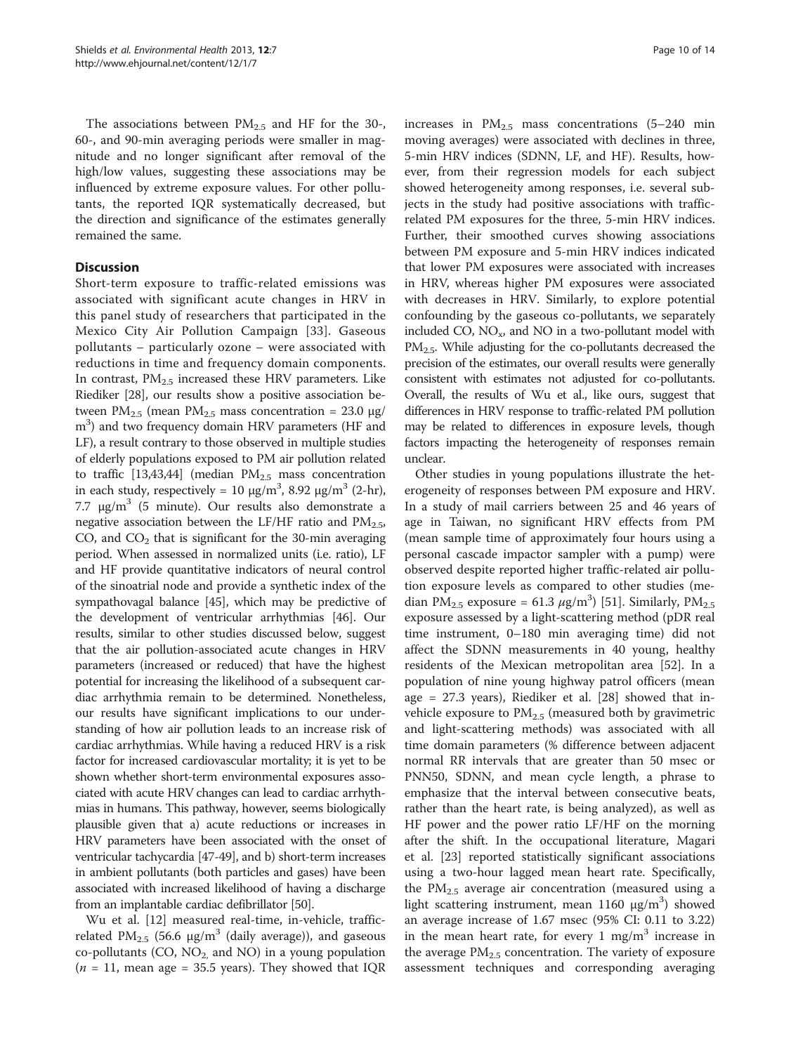The associations between $PM_{2.5}$ and HF for the 30-, 60-, and 90-min averaging periods were smaller in magnitude and no longer significant after removal of the high/low values, suggesting these associations may be influenced by extreme exposure values. For other pollutants, the reported IQR systematically decreased, but the direction and significance of the estimates generally remained the same.

## Discussion

Short-term exposure to traffic-related emissions was associated with significant acute changes in HRV in this panel study of researchers that participated in the Mexico City Air Pollution Campaign [33]. Gaseous pollutants – particularly ozone – were associated with reductions in time and frequency domain components. In contrast, $PM_{2.5}$ increased these HRV parameters. Like Riediker [28], our results show a positive association between $PM_{2.5}$ (mean $PM_{2.5}$ mass concentration = 23.0 μg/m$^3$) and two frequency domain HRV parameters (HF and LF), a result contrary to those observed in multiple studies of elderly populations exposed to PM air pollution related to traffic [13,43,44] (median $PM_{2.5}$ mass concentration in each study, respectively = 10 μg/m$^3$, 8.92 μg/m$^3$ (2-hr), 7.7 μg/m$^3$ (5 minute). Our results also demonstrate a negative association between the LF/HF ratio and $PM_{2.5}$, CO, and $CO_2$ that is significant for the 30-min averaging period. When assessed in normalized units (i.e. ratio), LF and HF provide quantitative indicators of neural control of the sinoatrial node and provide a synthetic index of the sympathovagal balance [45], which may be predictive of the development of ventricular arrhythmias [46]. Our results, similar to other studies discussed below, suggest that the air pollution-associated acute changes in HRV parameters (increased or reduced) that have the highest potential for increasing the likelihood of a subsequent cardiac arrhythmia remain to be determined. Nonetheless, our results have significant implications to our understanding of how air pollution leads to an increase risk of cardiac arrhythmias. While having a reduced HRV is a risk factor for increased cardiovascular mortality; it is yet to be shown whether short-term environmental exposures associated with acute HRV changes can lead to cardiac arrhythmias in humans. This pathway, however, seems biologically plausible given that a) acute reductions or increases in HRV parameters have been associated with the onset of ventricular tachycardia [47-49], and b) short-term increases in ambient pollutants (both particles and gases) have been associated with increased likelihood of having a discharge from an implantable cardiac defibrillator [50].

Wu et al. [12] measured real-time, in-vehicle, traffic-related $PM_{2.5}$ (56.6 μg/m$^3$ (daily average)), and gaseous co-pollutants (CO, $NO_2$, and NO) in a young population ($n$ = 11, mean age = 35.5 years). They showed that IQR increases in $PM_{2.5}$ mass concentrations (5–240 min moving averages) were associated with declines in three, 5-min HRV indices (SDNN, LF, and HF). Results, however, from their regression models for each subject showed heterogeneity among responses, i.e. several subjects in the study had positive associations with traffic-related PM exposures for the three, 5-min HRV indices. Further, their smoothed curves showing associations between PM exposure and 5-min HRV indices indicated that lower PM exposures were associated with increases in HRV, whereas higher PM exposures were associated with decreases in HRV. Similarly, to explore potential confounding by the gaseous co-pollutants, we separately included CO, $NO_x$, and NO in a two-pollutant model with $PM_{2.5}$. While adjusting for the co-pollutants decreased the precision of the estimates, our overall results were generally consistent with estimates not adjusted for co-pollutants. Overall, the results of Wu et al., like ours, suggest that differences in HRV response to traffic-related PM pollution may be related to differences in exposure levels, though factors impacting the heterogeneity of responses remain unclear.

Other studies in young populations illustrate the heterogeneity of responses between PM exposure and HRV. In a study of mail carriers between 25 and 46 years of age in Taiwan, no significant HRV effects from PM (mean sample time of approximately four hours using a personal cascade impactor sampler with a pump) were observed despite reported higher traffic-related air pollution exposure levels as compared to other studies (median $PM_{2.5}$ exposure = 61.3 $\mu$g/m$^3$) [51]. Similarly, $PM_{2.5}$ exposure assessed by a light-scattering method (pDR real time instrument, 0–180 min averaging time) did not affect the SDNN measurements in 40 young, healthy residents of the Mexican metropolitan area [52]. In a population of nine young highway patrol officers (mean age = 27.3 years), Riediker et al. [28] showed that in-vehicle exposure to $PM_{2.5}$ (measured both by gravimetric and light-scattering methods) was associated with all time domain parameters (% difference between adjacent normal RR intervals that are greater than 50 msec or PNN50, SDNN, and mean cycle length, a phrase to emphasize that the interval between consecutive beats, rather than the heart rate, is being analyzed), as well as HF power and the power ratio LF/HF on the morning after the shift. In the occupational literature, Magari et al. [23] reported statistically significant associations using a two-hour lagged mean heart rate. Specifically, the $PM_{2.5}$ average air concentration (measured using a light scattering instrument, mean 1160 μg/m$^3$) showed an average increase of 1.67 msec (95% CI: 0.11 to 3.22) in the mean heart rate, for every 1 mg/m$^3$ increase in the average $PM_{2.5}$ concentration. The variety of exposure assessment techniques and corresponding averaging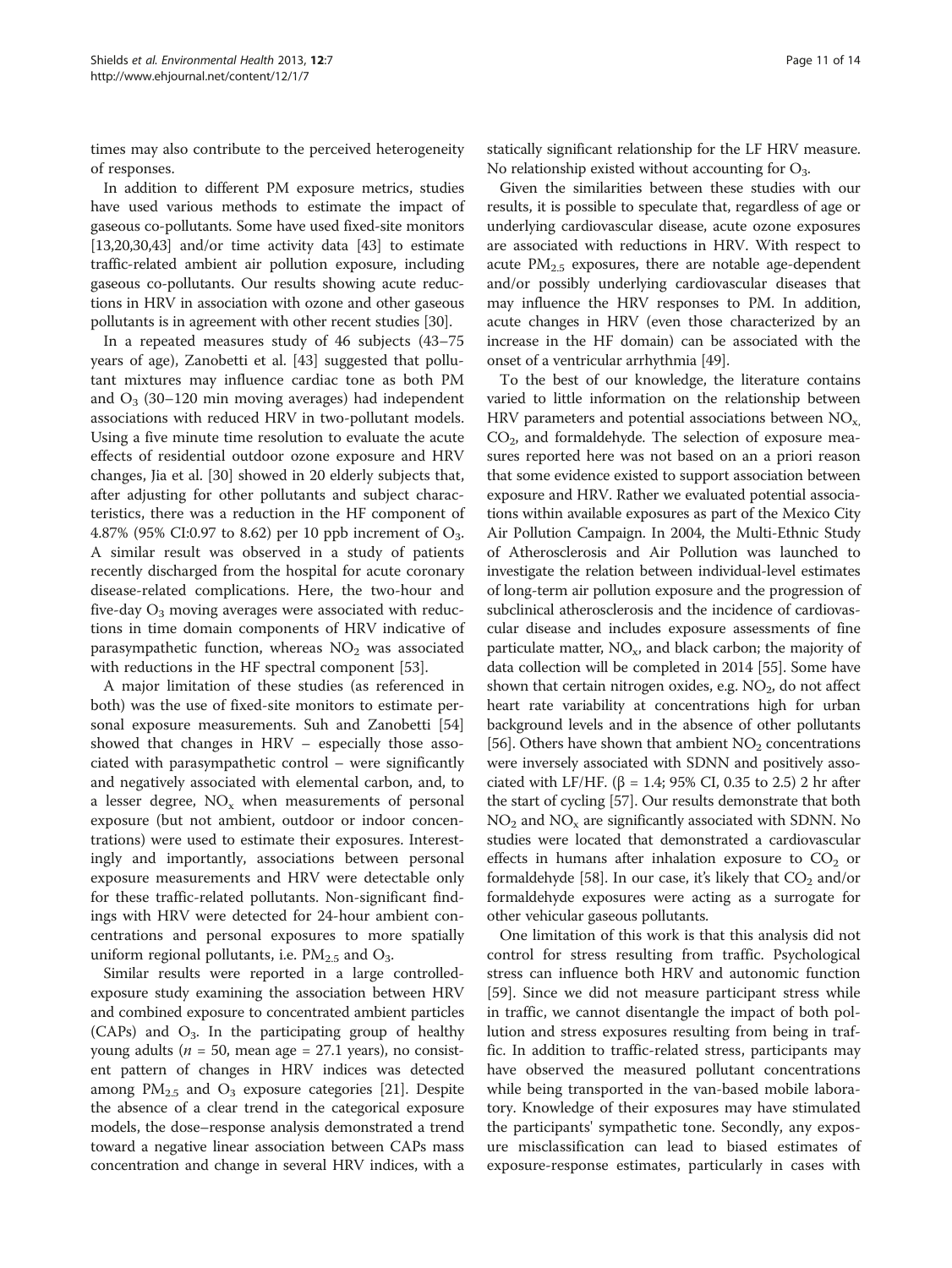times may also contribute to the perceived heterogeneity of responses.

In addition to different PM exposure metrics, studies have used various methods to estimate the impact of gaseous co-pollutants. Some have used fixed-site monitors [13,20,30,43] and/or time activity data [43] to estimate traffic-related ambient air pollution exposure, including gaseous co-pollutants. Our results showing acute reductions in HRV in association with ozone and other gaseous pollutants is in agreement with other recent studies [30].

In a repeated measures study of 46 subjects (43–75 years of age), Zanobetti et al. [43] suggested that pollutant mixtures may influence cardiac tone as both PM and $O_3$ (30–120 min moving averages) had independent associations with reduced HRV in two-pollutant models. Using a five minute time resolution to evaluate the acute effects of residential outdoor ozone exposure and HRV changes, Jia et al. [30] showed in 20 elderly subjects that, after adjusting for other pollutants and subject characteristics, there was a reduction in the HF component of 4.87% (95% CI:0.97 to 8.62) per 10 ppb increment of $O_3$. A similar result was observed in a study of patients recently discharged from the hospital for acute coronary disease-related complications. Here, the two-hour and five-day $O_3$ moving averages were associated with reductions in time domain components of HRV indicative of parasympathetic function, whereas $NO_2$ was associated with reductions in the HF spectral component [53].

A major limitation of these studies (as referenced in both) was the use of fixed-site monitors to estimate personal exposure measurements. Suh and Zanobetti [54] showed that changes in HRV – especially those associated with parasympathetic control – were significantly and negatively associated with elemental carbon, and, to a lesser degree, $NO_x$ when measurements of personal exposure (but not ambient, outdoor or indoor concentrations) were used to estimate their exposures. Interestingly and importantly, associations between personal exposure measurements and HRV were detectable only for these traffic-related pollutants. Non-significant findings with HRV were detected for 24-hour ambient concentrations and personal exposures to more spatially uniform regional pollutants, i.e. $PM_{2.5}$ and $O_3$.

Similar results were reported in a large controlled-exposure study examining the association between HRV and combined exposure to concentrated ambient particles (CAPs) and $O_3$. In the participating group of healthy young adults (*n* = 50, mean age = 27.1 years), no consistent pattern of changes in HRV indices was detected among $PM_{2.5}$ and $O_3$ exposure categories [21]. Despite the absence of a clear trend in the categorical exposure models, the dose–response analysis demonstrated a trend toward a negative linear association between CAPs mass concentration and change in several HRV indices, with a statically significant relationship for the LF HRV measure. No relationship existed without accounting for $O_3$.

Given the similarities between these studies with our results, it is possible to speculate that, regardless of age or underlying cardiovascular disease, acute ozone exposures are associated with reductions in HRV. With respect to acute $PM_{2.5}$ exposures, there are notable age-dependent and/or possibly underlying cardiovascular diseases that may influence the HRV responses to PM. In addition, acute changes in HRV (even those characterized by an increase in the HF domain) can be associated with the onset of a ventricular arrhythmia [49].

To the best of our knowledge, the literature contains varied to little information on the relationship between HRV parameters and potential associations between $NO_x$, $CO_2$, and formaldehyde. The selection of exposure measures reported here was not based on an a priori reason that some evidence existed to support association between exposure and HRV. Rather we evaluated potential associations within available exposures as part of the Mexico City Air Pollution Campaign. In 2004, the Multi-Ethnic Study of Atherosclerosis and Air Pollution was launched to investigate the relation between individual-level estimates of long-term air pollution exposure and the progression of subclinical atherosclerosis and the incidence of cardiovascular disease and includes exposure assessments of fine particulate matter, $NO_x$, and black carbon; the majority of data collection will be completed in 2014 [55]. Some have shown that certain nitrogen oxides, e.g. $NO_2$, do not affect heart rate variability at concentrations high for urban background levels and in the absence of other pollutants [56]. Others have shown that ambient $NO_2$ concentrations were inversely associated with SDNN and positively associated with LF/HF. (β = 1.4; 95% CI, 0.35 to 2.5) 2 hr after the start of cycling [57]. Our results demonstrate that both $NO_2$ and $NO_x$ are significantly associated with SDNN. No studies were located that demonstrated a cardiovascular effects in humans after inhalation exposure to $CO_2$ or formaldehyde [58]. In our case, it's likely that $CO_2$ and/or formaldehyde exposures were acting as a surrogate for other vehicular gaseous pollutants.

One limitation of this work is that this analysis did not control for stress resulting from traffic. Psychological stress can influence both HRV and autonomic function [59]. Since we did not measure participant stress while in traffic, we cannot disentangle the impact of both pollution and stress exposures resulting from being in traffic. In addition to traffic-related stress, participants may have observed the measured pollutant concentrations while being transported in the van-based mobile laboratory. Knowledge of their exposures may have stimulated the participants' sympathetic tone. Secondly, any exposure misclassification can lead to biased estimates of exposure-response estimates, particularly in cases with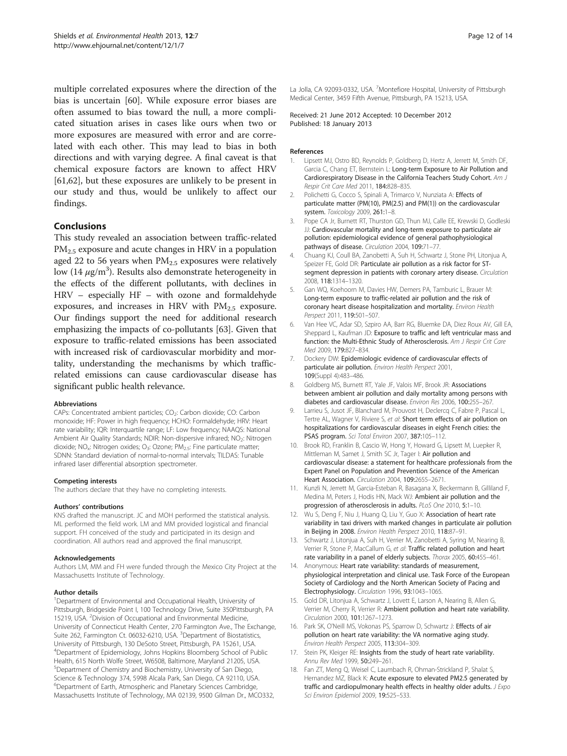multiple correlated exposures where the direction of the bias is uncertain [60]. While exposure error biases are often assumed to bias toward the null, a more complicated situation arises in cases like ours when two or more exposures are measured with error and are correlated with each other. This may lead to bias in both directions and with varying degree. A final caveat is that chemical exposure factors are known to affect HRV [61,62], but these exposures are unlikely to be present in our study and thus, would be unlikely to affect our findings.

## Conclusions

This study revealed an association between traffic-related $PM_{2.5}$ exposure and acute changes in HRV in a population aged 22 to 56 years when $PM_{2.5}$ exposures were relatively low (14 $\mu g/m^3$). Results also demonstrate heterogeneity in the effects of the different pollutants, with declines in HRV – especially HF – with ozone and formaldehyde exposures, and increases in HRV with $PM_{2.5}$ exposure. Our findings support the need for additional research emphasizing the impacts of co-pollutants [63]. Given that exposure to traffic-related emissions has been associated with increased risk of cardiovascular morbidity and mortality, understanding the mechanisms by which traffic-related emissions can cause cardiovascular disease has significant public health relevance.

#### Abbreviations

CAPs: Concentrated ambient particles; $CO_2$: Carbon dioxide; CO: Carbon monoxide; HF: Power in high frequency; HCHO: Formaldehyde; HRV: Heart rate variability; IQR: Interquartile range; LF: Low frequency; NAAQS: National Ambient Air Quality Standards; NDIR: Non-dispersive infrared; $NO_2$: Nitrogen dioxide; $NO_x$: Nitrogen oxides; $O_3$: Ozone; $PM_{2.5}$: Fine particulate matter; SDNN: Standard deviation of normal-to-normal intervals; TILDAS: Tunable infrared laser differential absorption spectrometer.

#### Competing interests

The authors declare that they have no completing interests.

#### Authors' contributions

KNS drafted the manuscript. JC and MOH performed the statistical analysis. ML performed the field work. LM and MM provided logistical and financial support. FH conceived of the study and participated in its design and coordination. All authors read and approved the final manuscript.

#### Acknowledgements

Authors LM, MM and FH were funded through the Mexico City Project at the Massachusetts Institute of Technology.

#### Author details

[1]Department of Environmental and Occupational Health, University of Pittsburgh, Bridgeside Point I, 100 Technology Drive, Suite 350Pittsburgh, PA 15219, USA. [2]Division of Occupational and Environmental Medicine, University of Connecticut Health Center, 270 Farmington Ave., The Exchange, Suite 262, Farmington Ct. 06032-6210, USA. [3]Department of Biostatistics, University of Pittsburgh, 130 DeSoto Street, Pittsburgh, PA 15261, USA. [4]Department of Epidemiology, Johns Hopkins Bloomberg School of Public Health, 615 North Wolfe Street, W6508, Baltimore, Maryland 21205, USA. [5]Department of Chemistry and Biochemistry, University of San Diego, Science & Technology 374, 5998 Alcala Park, San Diego, CA 92110, USA. [6]Department of Earth, Atmospheric and Planetary Sciences Cambridge, Massachusetts Institute of Technology, MA 02139, 9500 Gilman Dr., MCO332, La Jolla, CA 92093-0332, USA. [7]Montefiore Hospital, University of Pittsburgh Medical Center, 3459 Fifth Avenue, Pittsburgh, PA 15213, USA.

Received: 21 June 2012 Accepted: 10 December 2012
Published: 18 January 2013

#### References

1. Lipsett MJ, Ostro BD, Reynolds P, Goldberg D, Hertz A, Jerrett M, Smith DF, Garcia C, Chang ET, Bernstein L: **Long-term Exposure to Air Pollution and Cardiorespiratory Disease in the California Teachers Study Cohort.** *Am J Respir Crit Care Med* 2011, **184**:828–835.
2. Polichetti G, Cocco S, Spinali A, Trimarco V, Nunziata A: **Effects of particulate matter (PM(10), PM(2.5) and PM(1)) on the cardiovascular system.** *Toxicology* 2009, **261**:1–8.
3. Pope CA Jr, Burnett RT, Thurston GD, Thun MJ, Calle EE, Krewski D, Godleski JJ: **Cardiovascular mortality and long-term exposure to particulate air pollution: epidemiological evidence of general pathophysiological pathways of disease.** *Circulation* 2004, **109**:71–77.
4. Chuang KJ, Coull BA, Zanobetti A, Suh H, Schwartz J, Stone PH, Litonjua A, Speizer FE, Gold DR: **Particulate air pollution as a risk factor for ST-segment depression in patients with coronary artery disease.** *Circulation* 2008, **118**:1314–1320.
5. Gan WQ, Koehoorn M, Davies HW, Demers PA, Tamburic L, Brauer M: **Long-term exposure to traffic-related air pollution and the risk of coronary heart disease hospitalization and mortality.** *Environ Health Perspect* 2011, **119**:501–507.
6. Van Hee VC, Adar SD, Szpiro AA, Barr RG, Bluemke DA, Diez Roux AV, Gill EA, Sheppard L, Kaufman JD: **Exposure to traffic and left ventricular mass and function: the Multi-Ethnic Study of Atherosclerosis.** *Am J Respir Crit Care Med* 2009, **179**:827–834.
7. Dockery DW: **Epidemiologic evidence of cardiovascular effects of particulate air pollution.** *Environ Health Perspect* 2001, **109**(Suppl 4):483–486.
8. Goldberg MS, Burnett RT, Yale JF, Valois MF, Brook JR: **Associations between ambient air pollution and daily mortality among persons with diabetes and cardiovascular disease.** *Environ Res* 2006, **100**:255–267.
9. Larrieu S, Jusot JF, Blanchard M, Prouvost H, Declercq C, Fabre P, Pascal L, Tertre AL, Wagner V, Riviere S, *et al*: **Short term effects of air pollution on hospitalizations for cardiovascular diseases in eight French cities: the PSAS program.** *Sci Total Environ* 2007, **387**:105–112.
10. Brook RD, Franklin B, Cascio W, Hong Y, Howard G, Lipsett M, Luepker R, Mittleman M, Samet J, Smith SC Jr, Tager I: **Air pollution and cardiovascular disease: a statement for healthcare professionals from the Expert Panel on Population and Prevention Science of the American Heart Association.** *Circulation* 2004, **109**:2655–2671.
11. Kunzli N, Jerrett M, Garcia-Esteban R, Basagana X, Beckermann B, Gilliland F, Medina M, Peters J, Hodis HN, Mack WJ: **Ambient air pollution and the progression of atherosclerosis in adults.** *PLoS One* 2010, **5**:1–10.
12. Wu S, Deng F, Niu J, Huang Q, Liu Y, Guo X: **Association of heart rate variability in taxi drivers with marked changes in particulate air pollution in Beijing in 2008.** *Environ Health Perspect* 2010, **118**:87–91.
13. Schwartz J, Litonjua A, Suh H, Verrier M, Zanobetti A, Syring M, Nearing B, Verrier R, Stone P, MacCallum G, *et al*: **Traffic related pollution and heart rate variability in a panel of elderly subjects.** *Thorax* 2005, **60**:455–461.
14. Anonymous: **Heart rate variability: standards of measurement, physiological interpretation and clinical use. Task Force of the European Society of Cardiology and the North American Society of Pacing and Electrophysiology.** *Circulation* 1996, **93**:1043–1065.
15. Gold DR, Litonjua A, Schwartz J, Lovett E, Larson A, Nearing B, Allen G, Verrier M, Cherry R, Verrier R: **Ambient pollution and heart rate variability.** *Circulation* 2000, **101**:1267–1273.
16. Park SK, O'Neill MS, Vokonas PS, Sparrow D, Schwartz J: **Effects of air pollution on heart rate variability: the VA normative aging study.** *Environ Health Perspect* 2005, **113**:304–309.
17. Stein PK, Kleiger RE: **Insights from the study of heart rate variability.** *Annu Rev Med* 1999, **50**:249–261.
18. Fan ZT, Meng Q, Weisel C, Laumbach R, Ohman-Strickland P, Shalat S, Hernandez MZ, Black K: **Acute exposure to elevated PM2.5 generated by traffic and cardiopulmonary health effects in healthy older adults.** *J Expo Sci Environ Epidemiol* 2009, **19**:525–533.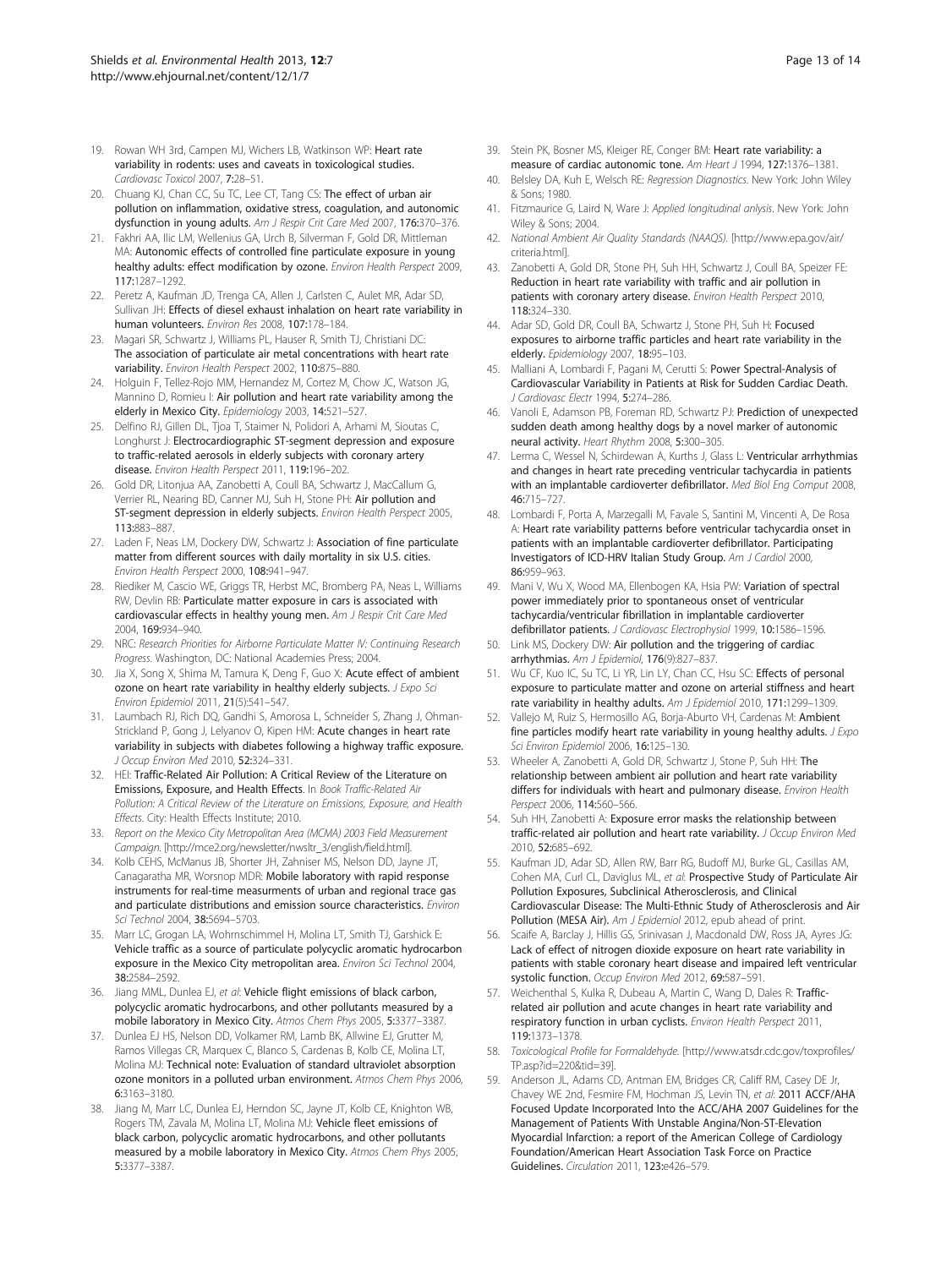19. Rowan WH 3rd, Campen MJ, Wichers LB, Watkinson WP: **Heart rate variability in rodents: uses and caveats in toxicological studies.** *Cardiovasc Toxicol* 2007, **7:**28–51.
20. Chuang KJ, Chan CC, Su TC, Lee CT, Tang CS: **The effect of urban air pollution on inflammation, oxidative stress, coagulation, and autonomic dysfunction in young adults.** *Am J Respir Crit Care Med* 2007, **176:**370–376.
21. Fakhri AA, Ilic LM, Wellenius GA, Urch B, Silverman F, Gold DR, Mittleman MA: **Autonomic effects of controlled fine particulate exposure in young healthy adults: effect modification by ozone.** *Environ Health Perspect* 2009, **117:**1287–1292.
22. Peretz A, Kaufman JD, Trenga CA, Allen J, Carlsten C, Aulet MR, Adar SD, Sullivan JH: **Effects of diesel exhaust inhalation on heart rate variability in human volunteers.** *Environ Res* 2008, **107:**178–184.
23. Magari SR, Schwartz J, Williams PL, Hauser R, Smith TJ, Christiani DC: **The association of particulate air metal concentrations with heart rate variability.** *Environ Health Perspect* 2002, **110:**875–880.
24. Holguin F, Tellez-Rojo MM, Hernandez M, Cortez M, Chow JC, Watson JG, Mannino D, Romieu I: **Air pollution and heart rate variability among the elderly in Mexico City.** *Epidemiology* 2003, **14:**521–527.
25. Delfino RJ, Gillen DL, Tjoa T, Staimer N, Polidori A, Arhami M, Sioutas C, Longhurst J: **Electrocardiographic ST-segment depression and exposure to traffic-related aerosols in elderly subjects with coronary artery disease.** *Environ Health Perspect* 2011, **119:**196–202.
26. Gold DR, Litonjua AA, Zanobetti A, Coull BA, Schwartz J, MacCallum G, Verrier RL, Nearing BD, Canner MJ, Suh H, Stone PH: **Air pollution and ST-segment depression in elderly subjects.** *Environ Health Perspect* 2005, **113:**883–887.
27. Laden F, Neas LM, Dockery DW, Schwartz J: **Association of fine particulate matter from different sources with daily mortality in six U.S. cities.** *Environ Health Perspect* 2000, **108:**941–947.
28. Riediker M, Cascio WE, Griggs TR, Herbst MC, Bromberg PA, Neas L, Williams RW, Devlin RB: **Particulate matter exposure in cars is associated with cardiovascular effects in healthy young men.** *Am J Respir Crit Care Med* 2004, **169:**934–940.
29. NRC: *Research Priorities for Airborne Particulate Matter IV: Continuing Research Progress.* Washington, DC: National Academies Press; 2004.
30. Jia X, Song X, Shima M, Tamura K, Deng F, Guo X: **Acute effect of ambient ozone on heart rate variability in healthy elderly subjects.** *J Expo Sci Environ Epidemiol* 2011, **21**(5):541–547.
31. Laumbach RJ, Rich DQ, Gandhi S, Amorosa L, Schneider S, Zhang J, Ohman-Strickland P, Gong J, Lelyanov O, Kipen HM: **Acute changes in heart rate variability in subjects with diabetes following a highway traffic exposure.** *J Occup Environ Med* 2010, **52:**324–331.
32. HEI: **Traffic-Related Air Pollution: A Critical Review of the Literature on Emissions, Exposure, and Health Effects**. In *Book Traffic-Related Air Pollution: A Critical Review of the Literature on Emissions, Exposure, and Health Effects*. City: Health Effects Institute; 2010.
33. *Report on the Mexico City Metropolitan Area (MCMA) 2003 Field Measurement Campaign*. [http://mce2.org/newsletter/nwsltr_3/english/field.html].
34. Kolb CEHS, McManus JB, Shorter JH, Zahniser MS, Nelson DD, Jayne JT, Canagaratha MR, Worsnop MDR: **Mobile laboratory with rapid response instruments for real-time measurments of urban and regional trace gas and particulate distributions and emission source characteristics.** *Environ Sci Technol* 2004, **38:**5694–5703.
35. Marr LC, Grogan LA, Wohrnschimmel H, Molina LT, Smith TJ, Garshick E: **Vehicle traffic as a source of particulate polycyclic aromatic hydrocarbon exposure in the Mexico City metropolitan area.** *Environ Sci Technol* 2004, **38:**2584–2592.
36. Jiang MML, Dunlea EJ, *et al*: **Vehicle flight emissions of black carbon, polycyclic aromatic hydrocarbons, and other pollutants measured by a mobile laboratory in Mexico City.** *Atmos Chem Phys* 2005, **5:**3377–3387.
37. Dunlea EJ HS, Nelson DD, Volkamer RM, Lamb BK, Allwine EJ, Grutter M, Ramos Villegas CR, Marquex C, Blanco S, Cardenas B, Kolb CE, Molina LT, Molina MJ: **Technical note: Evaluation of standard ultraviolet absorption ozone monitors in a polluted urban environment.** *Atmos Chem Phys* 2006, **6:**3163–3180.
38. Jiang M, Marr LC, Dunlea EJ, Herndon SC, Jayne JT, Kolb CE, Knighton WB, Rogers TM, Zavala M, Molina LT, Molina MJ: **Vehicle fleet emissions of black carbon, polycyclic aromatic hydrocarbons, and other pollutants measured by a mobile laboratory in Mexico City.** *Atmos Chem Phys* 2005, **5:**3377–3387.
39. Stein PK, Bosner MS, Kleiger RE, Conger BM: **Heart rate variability: a measure of cardiac autonomic tone.** *Am Heart J* 1994, **127:**1376–1381.
40. Belsley DA, Kuh E, Welsch RE: *Regression Diagnostics*. New York: John Wiley & Sons; 1980.
41. Fitzmaurice G, Laird N, Ware J: *Applied longitudinal anlysis*. New York: John Wiley & Sons; 2004.
42. *National Ambient Air Quality Standards (NAAQS)*. [http://www.epa.gov/air/criteria.html].
43. Zanobetti A, Gold DR, Stone PH, Suh HH, Schwartz J, Coull BA, Speizer FE: **Reduction in heart rate variability with traffic and air pollution in patients with coronary artery disease.** *Environ Health Perspect* 2010, **118:**324–330.
44. Adar SD, Gold DR, Coull BA, Schwartz J, Stone PH, Suh H: **Focused exposures to airborne traffic particles and heart rate variability in the elderly.** *Epidemiology* 2007, **18:**95–103.
45. Malliani A, Lombardi F, Pagani M, Cerutti S: **Power Spectral-Analysis of Cardiovascular Variability in Patients at Risk for Sudden Cardiac Death.** *J Cardiovasc Electr* 1994, **5:**274–286.
46. Vanoli E, Adamson PB, Foreman RD, Schwartz PJ: **Prediction of unexpected sudden death among healthy dogs by a novel marker of autonomic neural activity.** *Heart Rhythm* 2008, **5:**300–305.
47. Lerma C, Wessel N, Schirdewan A, Kurths J, Glass L: **Ventricular arrhythmias and changes in heart rate preceding ventricular tachycardia in patients with an implantable cardioverter defibrillator.** *Med Biol Eng Comput* 2008, **46:**715–727.
48. Lombardi F, Porta A, Marzegalli M, Favale S, Santini M, Vincenti A, De Rosa A: **Heart rate variability patterns before ventricular tachycardia onset in patients with an implantable cardioverter defibrillator. Participating Investigators of ICD-HRV Italian Study Group.** *Am J Cardiol* 2000, **86:**959–963.
49. Mani V, Wu X, Wood MA, Ellenbogen KA, Hsia PW: **Variation of spectral power immediately prior to spontaneous onset of ventricular tachycardia/ventricular fibrillation in implantable cardioverter defibrillator patients.** *J Cardiovasc Electrophysiol* 1999, **10:**1586–1596.
50. Link MS, Dockery DW: **Air pollution and the triggering of cardiac arrhythmias.** *Am J Epidemiol*, **176**(9):827–837.
51. Wu CF, Kuo IC, Su TC, Li YR, Lin LY, Chan CC, Hsu SC: **Effects of personal exposure to particulate matter and ozone on arterial stiffness and heart rate variability in healthy adults.** *Am J Epidemiol* 2010, **171:**1299–1309.
52. Vallejo M, Ruiz S, Hermosillo AG, Borja-Aburto VH, Cardenas M: **Ambient fine particles modify heart rate variability in young healthy adults.** *J Expo Sci Environ Epidemiol* 2006, **16:**125–130.
53. Wheeler A, Zanobetti A, Gold DR, Schwartz J, Stone P, Suh HH: **The relationship between ambient air pollution and heart rate variability differs for individuals with heart and pulmonary disease.** *Environ Health Perspect* 2006, **114:**560–566.
54. Suh HH, Zanobetti A: **Exposure error masks the relationship between traffic-related air pollution and heart rate variability.** *J Occup Environ Med* 2010, **52:**685–692.
55. Kaufman JD, Adar SD, Allen RW, Barr RG, Budoff MJ, Burke GL, Casillas AM, Cohen MA, Curl CL, Daviglus ML, *et al*: **Prospective Study of Particulate Air Pollution Exposures, Subclinical Atherosclerosis, and Clinical Cardiovascular Disease: The Multi-Ethnic Study of Atherosclerosis and Air Pollution (MESA Air).** *Am J Epidemiol* 2012, epub ahead of print.
56. Scaife A, Barclay J, Hillis GS, Srinivasan J, Macdonald DW, Ross JA, Ayres JG: **Lack of effect of nitrogen dioxide exposure on heart rate variability in patients with stable coronary heart disease and impaired left ventricular systolic function.** *Occup Environ Med* 2012, **69:**587–591.
57. Weichenthal S, Kulka R, Dubeau A, Martin C, Wang D, Dales R: **Traffic-related air pollution and acute changes in heart rate variability and respiratory function in urban cyclists.** *Environ Health Perspect* 2011, **119:**1373–1378.
58. *Toxicological Profile for Formaldehyde*. [http://www.atsdr.cdc.gov/toxprofiles/TP.asp?id=220&tid=39].
59. Anderson JL, Adams CD, Antman EM, Bridges CR, Califf RM, Casey DE Jr, Chavey WE 2nd, Fesmire FM, Hochman JS, Levin TN, *et al*: **2011 ACCF/AHA Focused Update Incorporated Into the ACC/AHA 2007 Guidelines for the Management of Patients With Unstable Angina/Non-ST-Elevation Myocardial Infarction: a report of the American College of Cardiology Foundation/American Heart Association Task Force on Practice Guidelines.** *Circulation* 2011, **123:**e426–579.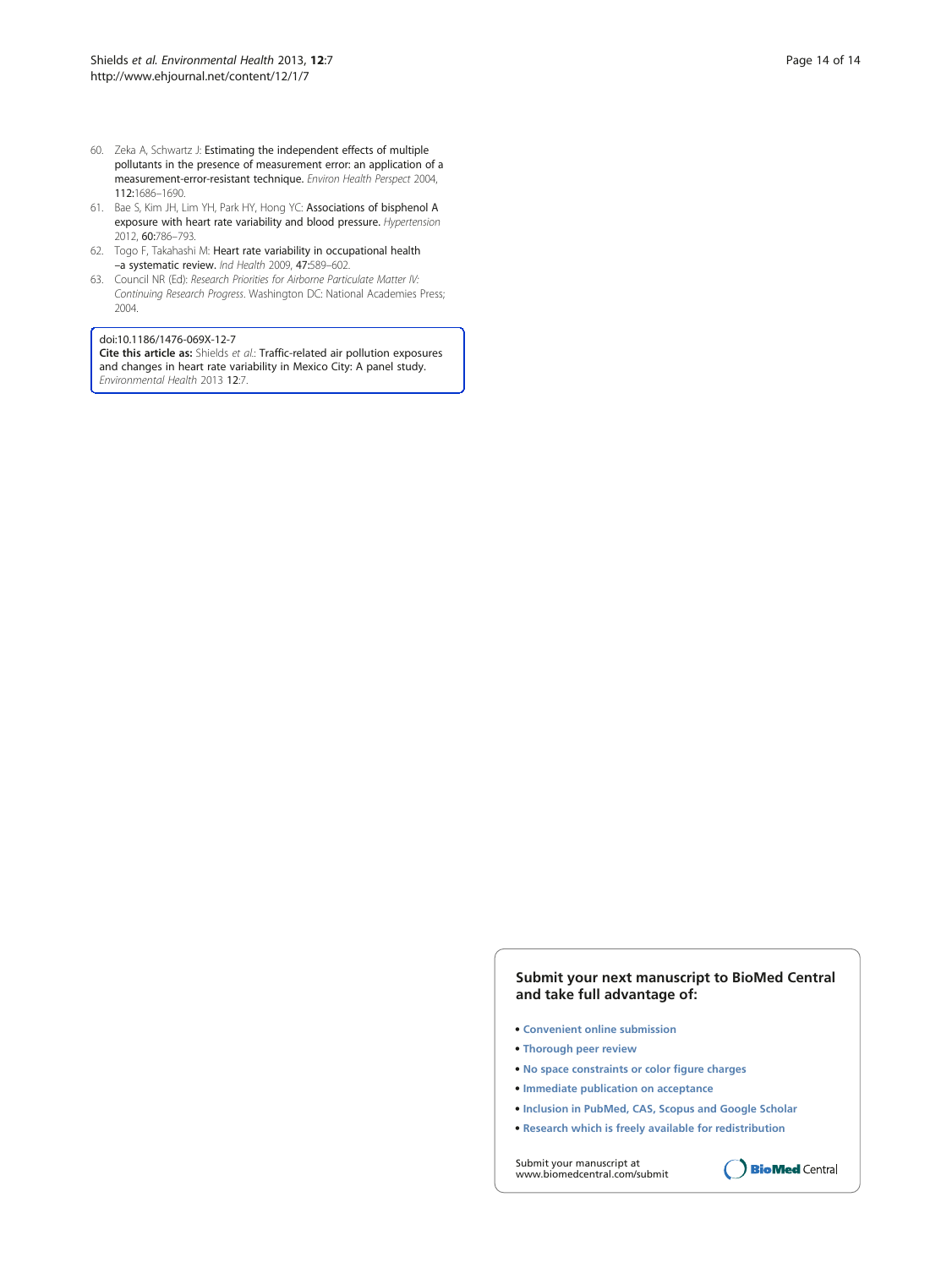60. Zeka A, Schwartz J: **Estimating the independent effects of multiple pollutants in the presence of measurement error: an application of a measurement-error-resistant technique.** *Environ Health Perspect* 2004, **112:**1686–1690.
61. Bae S, Kim JH, Lim YH, Park HY, Hong YC: **Associations of bisphenol A exposure with heart rate variability and blood pressure.** *Hypertension* 2012, **60:**786–793.
62. Togo F, Takahashi M: **Heart rate variability in occupational health –a systematic review.** *Ind Health* 2009, **47:**589–602.
63. Council NR (Ed): *Research Priorities for Airborne Particulate Matter IV: Continuing Research Progress*. Washington DC: National Academies Press; 2004.

doi:10.1186/1476-069X-12-7
**Cite this article as:** Shields *et al.*: Traffic-related air pollution exposures and changes in heart rate variability in Mexico City: A panel study. *Environmental Health* 2013 **12**:7.

**Submit your next manuscript to BioMed Central and take full advantage of:**

- **Convenient online submission**
- **Thorough peer review**
- **No space constraints or color figure charges**
- **Immediate publication on acceptance**
- **Inclusion in PubMed, CAS, Scopus and Google Scholar**
- **Research which is freely available for redistribution**

Submit your manuscript at
www.biomedcentral.com/submit

BioMed Central